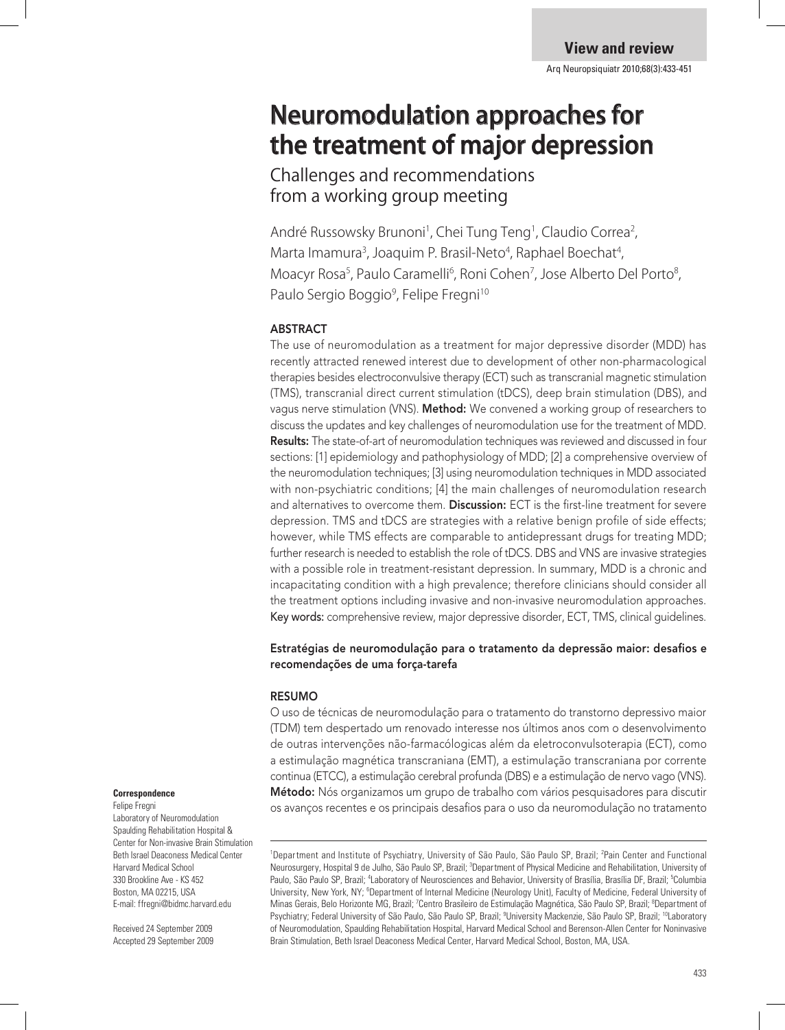View and review

# Neuromodulation approaches for the treatment of major depression

## Challenges and recommendations from a working group meeting

André Russowsky Brunoni[1], Chei Tung Teng[1], Claudio Correa[2], Marta Imamura[3], Joaquim P. Brasil-Neto[4], Raphael Boechat[4], Moacyr Rosa[5], Paulo Caramelli[6], Roni Cohen[7], Jose Alberto Del Porto[8], Paulo Sergio Boggio[9], Felipe Fregni[10]

### ABSTRACT

The use of neuromodulation as a treatment for major depressive disorder (MDD) has recently attracted renewed interest due to development of other non-pharmacological therapies besides electroconvulsive therapy (ECT) such as transcranial magnetic stimulation (TMS), transcranial direct current stimulation (tDCS), deep brain stimulation (DBS), and vagus nerve stimulation (VNS). **Method:** We convened a working group of researchers to discuss the updates and key challenges of neuromodulation use for the treatment of MDD. **Results:** The state-of-art of neuromodulation techniques was reviewed and discussed in four sections: [1] epidemiology and pathophysiology of MDD; [2] a comprehensive overview of the neuromodulation techniques; [3] using neuromodulation techniques in MDD associated with non-psychiatric conditions; [4] the main challenges of neuromodulation research and alternatives to overcome them. **Discussion:** ECT is the first-line treatment for severe depression. TMS and tDCS are strategies with a relative benign profile of side effects; however, while TMS effects are comparable to antidepressant drugs for treating MDD; further research is needed to establish the role of tDCS. DBS and VNS are invasive strategies with a possible role in treatment-resistant depression. In summary, MDD is a chronic and incapacitating condition with a high prevalence; therefore clinicians should consider all the treatment options including invasive and non-invasive neuromodulation approaches.
**Key words:** comprehensive review, major depressive disorder, ECT, TMS, clinical guidelines.

### Estratégias de neuromodulação para o tratamento da depressão maior: desafios e recomendações de uma força-tarefa

### RESUMO

O uso de técnicas de neuromodulação para o tratamento do transtorno depressivo maior (TDM) tem despertado um renovado interesse nos últimos anos com o desenvolvimento de outras intervenções não-farmacólogicas além da eletroconvulsoterapia (ECT), como a estimulação magnética transcraniana (EMT), a estimulação transcraniana por corrente continua (ETCC), a estimulação cerebral profunda (DBS) e a estimulação de nervo vago (VNS). **Método:** Nós organizamos um grupo de trabalho com vários pesquisadores para discutir os avanços recentes e os principais desafios para o uso da neuromodulação no tratamento

**Correspondence**
Felipe Fregni
Laboratory of Neuromodulation
Spaulding Rehabilitation Hospital &
Center for Non-invasive Brain Stimulation
Beth Israel Deaconess Medical Center
Harvard Medical School
330 Brookline Ave - KS 452
Boston, MA 02215, USA
E-mail: ffregni@bidmc.harvard.edu

Received 24 September 2009
Accepted 29 September 2009

[1]Department and Institute of Psychiatry, University of São Paulo, São Paulo SP, Brazil; [2]Pain Center and Functional Neurosurgery, Hospital 9 de Julho, São Paulo SP, Brazil; [3]Department of Physical Medicine and Rehabilitation, University of Paulo, São Paulo SP, Brazil; [4]Laboratory of Neurosciences and Behavior, University of Brasília, Brasília DF, Brazil; [5]Columbia University, New York, NY; [6]Department of Internal Medicine (Neurology Unit), Faculty of Medicine, Federal University of Minas Gerais, Belo Horizonte MG, Brazil; [7]Centro Brasileiro de Estimulação Magnética, São Paulo SP, Brazil; [8]Department of Psychiatry; Federal University of São Paulo, São Paulo SP, Brazil; [9]University Mackenzie, São Paulo SP, Brazil; [10]Laboratory of Neuromodulation, Spaulding Rehabilitation Hospital, Harvard Medical School and Berenson-Allen Center for Noninvasive Brain Stimulation, Beth Israel Deaconess Medical Center, Harvard Medical School, Boston, MA, USA.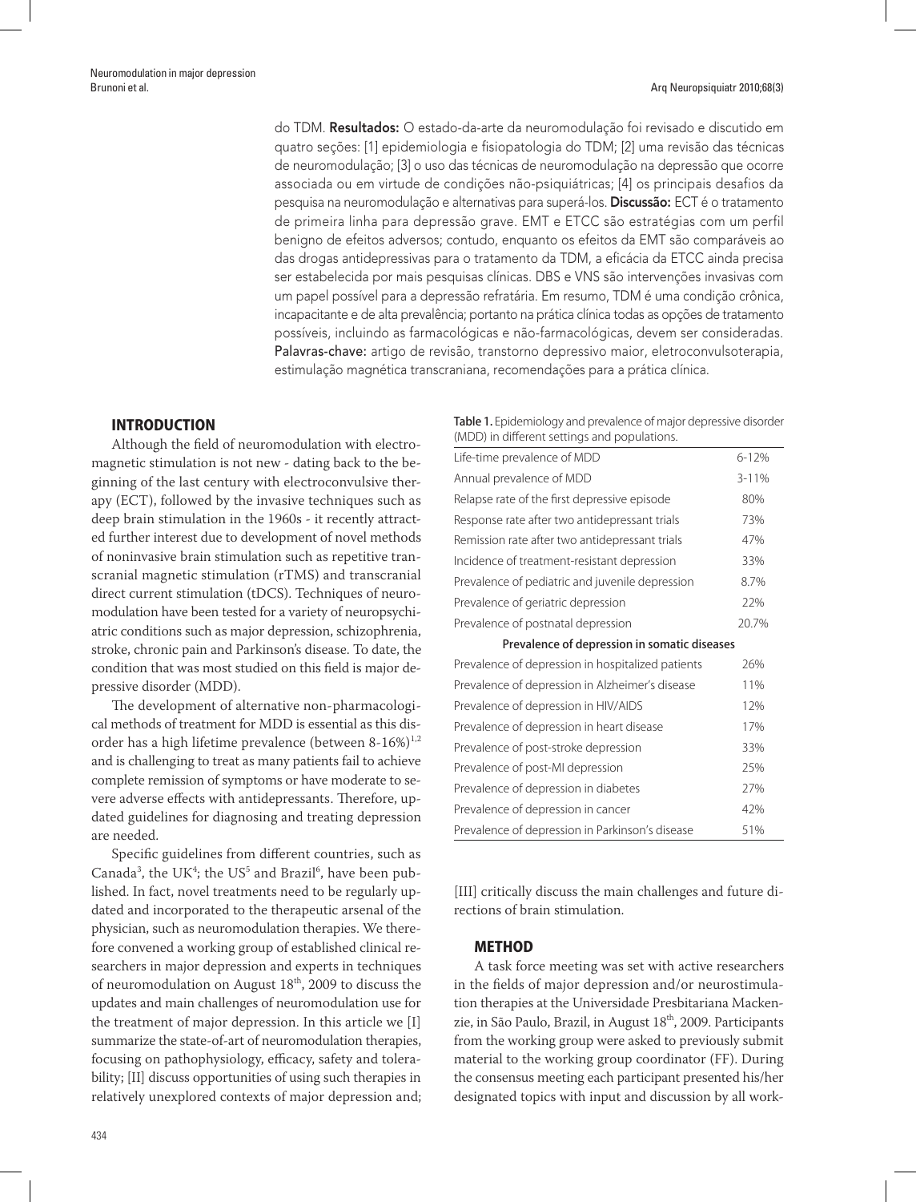do TDM. **Resultados:** O estado-da-arte da neuromodulação foi revisado e discutido em quatro seções: [1] epidemiologia e fisiopatologia do TDM; [2] uma revisão das técnicas de neuromodulação; [3] o uso das técnicas de neuromodulação na depressão que ocorre associada ou em virtude de condições não-psiquiátricas; [4] os principais desafios da pesquisa na neuromodulação e alternativas para superá-los. **Discussão:** ECT é o tratamento de primeira linha para depressão grave. EMT e ETCC são estratégias com um perfil benigno de efeitos adversos; contudo, enquanto os efeitos da EMT são comparáveis ao das drogas antidepressivas para o tratamento da TDM, a eficácia da ETCC ainda precisa ser estabelecida por mais pesquisas clínicas. DBS e VNS são intervenções invasivas com um papel possível para a depressão refratária. Em resumo, TDM é uma condição crônica, incapacitante e de alta prevalência; portanto na prática clínica todas as opções de tratamento possíveis, incluindo as farmacológicas e não-farmacológicas, devem ser consideradas.

**Palavras-chave:** artigo de revisão, transtorno depressivo maior, eletroconvulsoterapia, estimulação magnética transcraniana, recomendações para a prática clínica.

## INTRODUCTION

Although the field of neuromodulation with electromagnetic stimulation is not new - dating back to the beginning of the last century with electroconvulsive therapy (ECT), followed by the invasive techniques such as deep brain stimulation in the 1960s - it recently attracted further interest due to development of novel methods of noninvasive brain stimulation such as repetitive transcranial magnetic stimulation (rTMS) and transcranial direct current stimulation (tDCS). Techniques of neuromodulation have been tested for a variety of neuropsychiatric conditions such as major depression, schizophrenia, stroke, chronic pain and Parkinson's disease. To date, the condition that was most studied on this field is major depressive disorder (MDD).

The development of alternative non-pharmacological methods of treatment for MDD is essential as this disorder has a high lifetime prevalence (between 8-16%)[1,2] and is challenging to treat as many patients fail to achieve complete remission of symptoms or have moderate to severe adverse effects with antidepressants. Therefore, updated guidelines for diagnosing and treating depression are needed.

Specific guidelines from different countries, such as Canada[3], the UK[4]; the US[5] and Brazil[6], have been published. In fact, novel treatments need to be regularly updated and incorporated to the therapeutic arsenal of the physician, such as neuromodulation therapies. We therefore convened a working group of established clinical researchers in major depression and experts in techniques of neuromodulation on August 18th, 2009 to discuss the updates and main challenges of neuromodulation use for the treatment of major depression. In this article we [I] summarize the state-of-art of neuromodulation therapies, focusing on pathophysiology, efficacy, safety and tolerability; [II] discuss opportunities of using such therapies in relatively unexplored contexts of major depression and; [III] critically discuss the main challenges and future directions of brain stimulation.

**Table 1.** Epidemiology and prevalence of major depressive disorder (MDD) in different settings and populations.

| | |
|---|---|
| Life-time prevalence of MDD | 6-12% |
| Annual prevalence of MDD | 3-11% |
| Relapse rate of the first depressive episode | 80% |
| Response rate after two antidepressant trials | 73% |
| Remission rate after two antidepressant trials | 47% |
| Incidence of treatment-resistant depression | 33% |
| Prevalence of pediatric and juvenile depression | 8.7% |
| Prevalence of geriatric depression | 22% |
| Prevalence of postnatal depression | 20.7% |
| **Prevalence of depression in somatic diseases** | |
| Prevalence of depression in hospitalized patients | 26% |
| Prevalence of depression in Alzheimer's disease | 11% |
| Prevalence of depression in HIV/AIDS | 12% |
| Prevalence of depression in heart disease | 17% |
| Prevalence of post-stroke depression | 33% |
| Prevalence of post-MI depression | 25% |
| Prevalence of depression in diabetes | 27% |
| Prevalence of depression in cancer | 42% |
| Prevalence of depression in Parkinson's disease | 51% |

## METHOD

A task force meeting was set with active researchers in the fields of major depression and/or neurostimulation therapies at the Universidade Presbiteriana Mackenzie, in São Paulo, Brazil, in August 18th, 2009. Participants from the working group were asked to previously submit material to the working group coordinator (FF). During the consensus meeting each participant presented his/her designated topics with input and discussion by all work-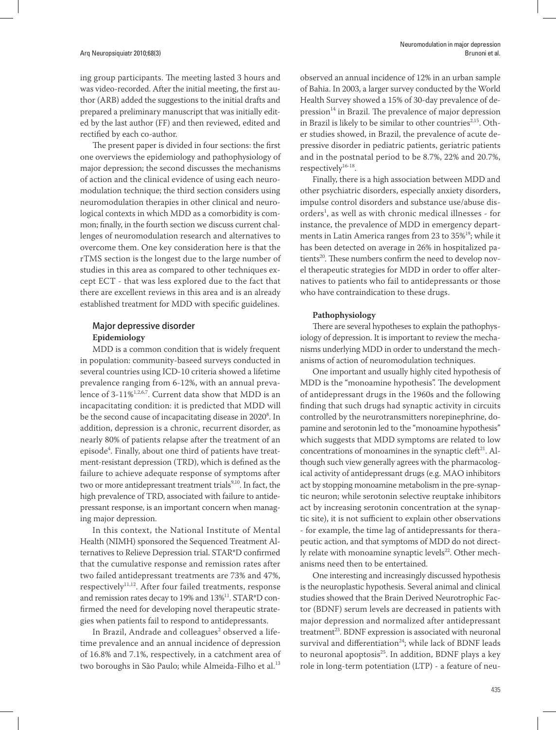ing group participants. The meeting lasted 3 hours and was video-recorded. After the initial meeting, the first author (ARB) added the suggestions to the initial drafts and prepared a preliminary manuscript that was initially edited by the last author (FF) and then reviewed, edited and rectified by each co-author.

The present paper is divided in four sections: the first one overviews the epidemiology and pathophysiology of major depression; the second discusses the mechanisms of action and the clinical evidence of using each neuromodulation technique; the third section considers using neuromodulation therapies in other clinical and neurological contexts in which MDD as a comorbidity is common; finally, in the fourth section we discuss current challenges of neuromodulation research and alternatives to overcome them. One key consideration here is that the rTMS section is the longest due to the large number of studies in this area as compared to other techniques except ECT - that was less explored due to the fact that there are excellent reviews in this area and is an already established treatment for MDD with specific guidelines.

## Major depressive disorder

### Epidemiology

MDD is a common condition that is widely frequent in population: community-baseed surveys conducted in several countries using ICD-10 criteria showed a lifetime prevalence ranging from 6-12%, with an annual prevalence of 3-11%[1,2,6,7]. Current data show that MDD is an incapacitating condition: it is predicted that MDD will be the second cause of incapacitating disease in 2020[8]. In addition, depression is a chronic, recurrent disorder, as nearly 80% of patients relapse after the treatment of an episode[4]. Finally, about one third of patients have treatment-resistant depression (TRD), which is defined as the failure to achieve adequate response of symptoms after two or more antidepressant treatment trials[9,10]. In fact, the high prevalence of TRD, associated with failure to antidepressant response, is an important concern when managing major depression.

In this context, the National Institute of Mental Health (NIMH) sponsored the Sequenced Treatment Alternatives to Relieve Depression trial. STAR*D confirmed that the cumulative response and remission rates after two failed antidepressant treatments are 73% and 47%, respectively[11,12]. After four failed treatments, response and remission rates decay to 19% and 13%[11]. STAR*D confirmed the need for developing novel therapeutic strategies when patients fail to respond to antidepressants.

In Brazil, Andrade and colleagues[2] observed a lifetime prevalence and an annual incidence of depression of 16.8% and 7.1%, respectively, in a catchment area of two boroughs in São Paulo; while Almeida-Filho et al.[13] observed an annual incidence of 12% in an urban sample of Bahia. In 2003, a larger survey conducted by the World Health Survey showed a 15% of 30-day prevalence of depression[14] in Brazil. The prevalence of major depression in Brazil is likely to be similar to other countries[2,15]. Other studies showed, in Brazil, the prevalence of acute depressive disorder in pediatric patients, geriatric patients and in the postnatal period to be 8.7%, 22% and 20.7%, respectively[16-18].

Finally, there is a high association between MDD and other psychiatric disorders, especially anxiety disorders, impulse control disorders and substance use/abuse disorders[1], as well as with chronic medical illnesses - for instance, the prevalence of MDD in emergency departments in Latin America ranges from 23 to 35%[19]; while it has been detected on average in 26% in hospitalized patients[20]. These numbers confirm the need to develop novel therapeutic strategies for MDD in order to offer alternatives to patients who fail to antidepressants or those who have contraindication to these drugs.

### Pathophysiology

There are several hypotheses to explain the pathophysiology of depression. It is important to review the mechanisms underlying MDD in order to understand the mechanisms of action of neuromodulation techniques.

One important and usually highly cited hypothesis of MDD is the "monoamine hypothesis". The development of antidepressant drugs in the 1960s and the following finding that such drugs had synaptic activity in circuits controlled by the neurotransmitters norepinephrine, dopamine and serotonin led to the "monoamine hypothesis" which suggests that MDD symptoms are related to low concentrations of monoamines in the synaptic cleft[21]. Although such view generally agrees with the pharmacological activity of antidepressant drugs (e.g. MAO inhibitors act by stopping monoamine metabolism in the pre-synaptic neuron; while serotonin selective reuptake inhibitors act by increasing serotonin concentration at the synaptic site), it is not sufficient to explain other observations - for example, the time lag of antidepressants for therapeutic action, and that symptoms of MDD do not directly relate with monoamine synaptic levels[22]. Other mechanisms need then to be entertained.

One interesting and increasingly discussed hypothesis is the neuroplastic hypothesis. Several animal and clinical studies showed that the Brain Derived Neurotrophic Factor (BDNF) serum levels are decreased in patients with major depression and normalized after antidepressant treatment[23]. BDNF expression is associated with neuronal survival and differentiation[24]; while lack of BDNF leads to neuronal apoptosis[25]. In addition, BDNF plays a key role in long-term potentiation (LTP) - a feature of neu-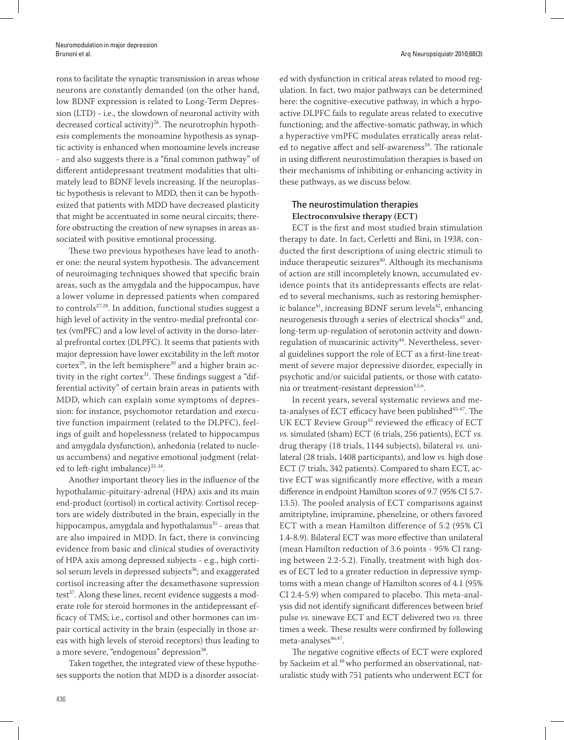rons to facilitate the synaptic transmission in areas whose neurons are constantly demanded (on the other hand, low BDNF expression is related to Long-Term Depression (LTD) - i.e., the slowdown of neuronal activity with decreased cortical activity)[26]. The neurotrophin hypothesis complements the monoamine hypothesis as synaptic activity is enhanced when monoamine levels increase - and also suggests there is a "final common pathway" of different antidepressant treatment modalities that ultimately lead to BDNF levels increasing. If the neuroplastic hypothesis is relevant to MDD, then it can be hypothesized that patients with MDD have decreased plasticity that might be accentuated in some neural circuits; therefore obstructing the creation of new synapses in areas associated with positive emotional processing.

These two previous hypotheses have lead to another one: the neural system hypothesis. The advancement of neuroimaging techniques showed that specific brain areas, such as the amygdala and the hippocampus, have a lower volume in depressed patients when compared to controls[27,28]. In addition, functional studies suggest a high level of activity in the ventro-medial prefrontal cortex (vmPFC) and a low level of activity in the dorso-lateral prefrontal cortex (DLPFC). It seems that patients with major depression have lower excitability in the left motor cortex[29], in the left hemisphere[30] and a higher brain activity in the right cortex[31]. These findings suggest a "differential activity" of certain brain areas in patients with MDD, which can explain some symptoms of depression: for instance, psychomotor retardation and executive function impairment (related to the DLPFC), feelings of guilt and hopelessness (related to hippocampus and amygdala dysfunction), anhedonia (related to nucleus accumbens) and negative emotional judgment (related to left-right imbalance)[32-34].

Another important theory lies in the influence of the hypothalamic-pituitary-adrenal (HPA) axis and its main end-product (cortisol) in cortical activity. Cortisol receptors are widely distributed in the brain, especially in the hippocampus, amygdala and hypothalamus[35] - areas that are also impaired in MDD. In fact, there is convincing evidence from basic and clinical studies of overactivity of HPA axis among depressed subjects - e.g., high cortisol serum levels in depressed subjects[36]; and exaggerated cortisol increasing after the dexamethasone supression test[37]. Along these lines, recent evidence suggests a moderate role for steroid hormones in the antidepressant efficacy of TMS; i.e., cortisol and other hormones can impair cortical activity in the brain (especially in those areas with high levels of steroid receptors) thus leading to a more severe, "endogenous" depression[38].

Taken together, the integrated view of these hypotheses supports the notion that MDD is a disorder associated with dysfunction in critical areas related to mood regulation. In fact, two major pathways can be determined here: the cognitive-executive pathway, in which a hypoactive DLPFC fails to regulate areas related to executive functioning; and the affective-somatic pathway, in which a hyperactive vmPFC modulates erratically areas related to negative affect and self-awareness[39]. The rationale in using different neurostimulation therapies is based on their mechanisms of inhibiting or enhancing activity in these pathways, as we discuss below.

## The neurostimulation therapies

### Electroconvulsive therapy (ECT)

ECT is the first and most studied brain stimulation therapy to date. In fact, Cerletti and Bini, in 1938, conducted the first descriptions of using electric stimuli to induce therapeutic seizures[40]. Although its mechanisms of action are still incompletely known, accumulated evidence points that its antidepressants effects are related to several mechanisms, such as restoring hemispheric balance[41], increasing BDNF serum levels[42], enhancing neurogenesis through a series of electrical shocks[43] and, long-term up-regulation of serotonin activity and down-regulation of muscarinic activity[44]. Nevertheless, several guidelines support the role of ECT as a first-line treatment of severe major depressive disorder, especially in psychotic and/or suicidal patients, or those with catatonia or treatment-resistant depression[3,5,6].

In recent years, several systematic reviews and meta-analyses of ECT efficacy have been published[45-47]. The UK ECT Review Group[45] reviewed the efficacy of ECT *vs.* simulated (sham) ECT (6 trials, 256 patients), ECT *vs.* drug therapy (18 trials, 1144 subjects), bilateral *vs.* unilateral (28 trials, 1408 participants), and low *vs.* high dose ECT (7 trials, 342 patients). Compared to sham ECT, active ECT was significantly more effective, with a mean difference in endpoint Hamilton scores of 9.7 (95% CI 5.7-13.5). The pooled analysis of ECT comparisons against amitriptyline, imipramine, phenelzine, or others favored ECT with a mean Hamilton difference of 5.2 (95% CI 1.4-8.9). Bilateral ECT was more effective than unilateral (mean Hamilton reduction of 3.6 points - 95% CI ranging between 2.2-5.2). Finally, treatment with high doses of ECT led to a greater reduction in depressive symptoms with a mean change of Hamilton scores of 4.1 (95% CI 2.4-5.9) when compared to placebo. This meta-analysis did not identify significant differences between brief pulse *vs.* sinewave ECT and ECT delivered two *vs.* three times a week. These results were confirmed by following meta-analyses[46,47].

The negative cognitive effects of ECT were explored by Sackeim et al.[48] who performed an observational, naturalistic study with 751 patients who underwent ECT for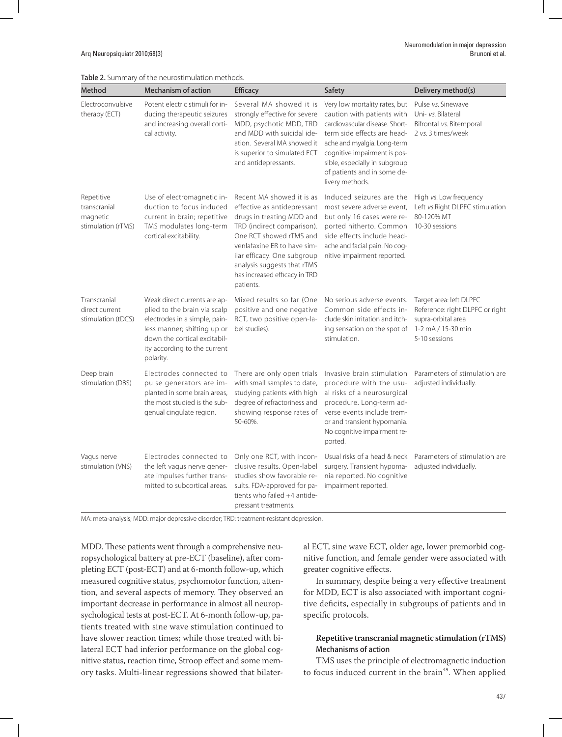**Table 2.** Summary of the neurostimulation methods.

| Method | Mechanism of action | Efficacy | Safety | Delivery method(s) |
|---|---|---|---|---|
| Electroconvulsive therapy (ECT) | Potent electric stimuli for inducing therapeutic seizures and increasing overall cortical activity. | Several MA showed it is strongly effective for severe MDD, psychotic MDD, TRD and MDD with suicidal ideation. Several MA showed it is superior to simulated ECT and antidepressants. | Very low mortality rates, but caution with patients with cardiovascular disease. Short-term side effects are headache and myalgia. Long-term cognitive impairment is possible, especially in subgroup of patients and in some delivery methods. | Pulse *vs.* Sinewave<br>Uni- *vs.* Bilateral<br>Bifrontal *vs.* Bitemporal<br>2 *vs.* 3 times/week |
| Repetitive transcranial magnetic stimulation (rTMS) | Use of electromagnetic induction to focus induced current in brain; repetitive TMS modulates long-term cortical excitability. | Recent MA showed it is as effective as antidepressant drugs in treating MDD and TRD (indirect comparison). One RCT showed rTMS and venlafaxine ER to have similar efficacy. One subgroup analysis suggests that rTMS has increased efficacy in TRD patients. | Induced seizures are the most severe adverse event, but only 16 cases were reported hitherto. Common side effects include headache and facial pain. No cognitive impairment reported. | High *vs.* Low frequency<br>Left *vs.* Right DLPFC stimulation<br>80-120% MT<br>10-30 sessions |
| Transcranial direct current stimulation (tDCS) | Weak direct currents are applied to the brain via scalp electrodes in a simple, painless manner; shifting up or down the cortical excitability according to the current polarity. | Mixed results so far (One positive and one negative RCT, two positive open-label studies). | No serious adverse events. Common side effects include skin irritation and itching sensation on the spot of stimulation. | Target area: left DLPFC<br>Reference: right DLPFC or right supra-orbital area<br>1-2 mA / 15-30 min<br>5-10 sessions |
| Deep brain stimulation (DBS) | Electrodes connected to pulse generators are implanted in some brain areas, the most studied is the subgenual cingulate region. | There are only open trials with small samples to date, studying patients with high degree of refractoriness and showing response rates of 50-60%. | Invasive brain stimulation procedure with the usual risks of a neurosurgical procedure. Long-term adverse events include tremor and transient hypomania. No cognitive impairment reported. | Parameters of stimulation are adjusted individually. |
| Vagus nerve stimulation (VNS) | Electrodes connected to the left vagus nerve generate impulses further transmitted to subcortical areas. | Only one RCT, with inconclusive results. Open-label studies show favorable results. FDA-approved for patients who failed +4 antidepressant treatments. | Usual risks of a head & neck surgery. Transient hypomania reported. No cognitive impairment reported. | Parameters of stimulation are adjusted individually. |

MA: meta-analysis; MDD: major depressive disorder; TRD: treatment-resistant depression.

MDD. These patients went through a comprehensive neuropsychological battery at pre-ECT (baseline), after completing ECT (post-ECT) and at 6-month follow-up, which measured cognitive status, psychomotor function, attention, and several aspects of memory. They observed an important decrease in performance in almost all neuropsychological tests at post-ECT. At 6-month follow-up, patients treated with sine wave stimulation continued to have slower reaction times; while those treated with bilateral ECT had inferior performance on the global cognitive status, reaction time, Stroop effect and some memory tasks. Multi-linear regressions showed that bilateral ECT, sine wave ECT, older age, lower premorbid cognitive function, and female gender were associated with greater cognitive effects.

In summary, despite being a very effective treatment for MDD, ECT is also associated with important cognitive deficits, especially in subgroups of patients and in specific protocols.

### Repetitive transcranial magnetic stimulation (rTMS)

#### Mechanisms of action

TMS uses the principle of electromagnetic induction to focus induced current in the brain[49]. When applied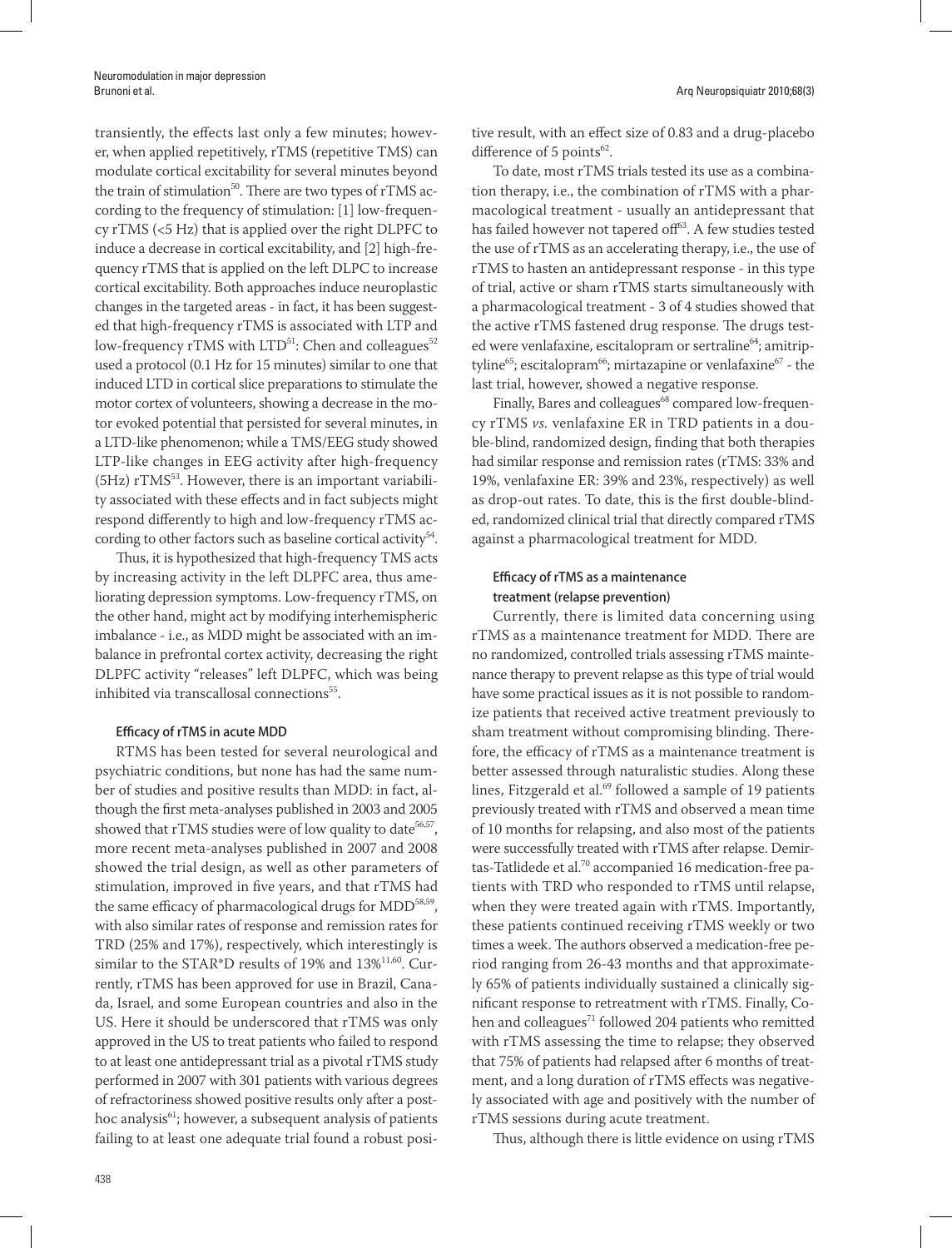transiently, the effects last only a few minutes; however, when applied repetitively, rTMS (repetitive TMS) can modulate cortical excitability for several minutes beyond the train of stimulation[50]. There are two types of rTMS according to the frequency of stimulation: [1] low-frequency rTMS (<5 Hz) that is applied over the right DLPFC to induce a decrease in cortical excitability, and [2] high-frequency rTMS that is applied on the left DLPC to increase cortical excitability. Both approaches induce neuroplastic changes in the targeted areas - in fact, it has been suggested that high-frequency rTMS is associated with LTP and low-frequency rTMS with LTD[51]: Chen and colleagues[52] used a protocol (0.1 Hz for 15 minutes) similar to one that induced LTD in cortical slice preparations to stimulate the motor cortex of volunteers, showing a decrease in the motor evoked potential that persisted for several minutes, in a LTD-like phenomenon; while a TMS/EEG study showed LTP-like changes in EEG activity after high-frequency (5Hz) rTMS[53]. However, there is an important variability associated with these effects and in fact subjects might respond differently to high and low-frequency rTMS according to other factors such as baseline cortical activity[54].

Thus, it is hypothesized that high-frequency TMS acts by increasing activity in the left DLPFC area, thus ameliorating depression symptoms. Low-frequency rTMS, on the other hand, might act by modifying interhemispheric imbalance - i.e., as MDD might be associated with an imbalance in prefrontal cortex activity, decreasing the right DLPFC activity "releases" left DLPFC, which was being inhibited via transcallosal connections[55].

#### Efficacy of rTMS in acute MDD

RTMS has been tested for several neurological and psychiatric conditions, but none has had the same number of studies and positive results than MDD: in fact, although the first meta-analyses published in 2003 and 2005 showed that rTMS studies were of low quality to date[56,57], more recent meta-analyses published in 2007 and 2008 showed the trial design, as well as other parameters of stimulation, improved in five years, and that rTMS had the same efficacy of pharmacological drugs for MDD[58,59], with also similar rates of response and remission rates for TRD (25% and 17%), respectively, which interestingly is similar to the STAR*D results of 19% and 13%[11,60]. Currently, rTMS has been approved for use in Brazil, Canada, Israel, and some European countries and also in the US. Here it should be underscored that rTMS was only approved in the US to treat patients who failed to respond to at least one antidepressant trial as a pivotal rTMS study performed in 2007 with 301 patients with various degrees of refractoriness showed positive results only after a post-hoc analysis[61]; however, a subsequent analysis of patients failing to at least one adequate trial found a robust positive result, with an effect size of 0.83 and a drug-placebo difference of 5 points[62].

To date, most rTMS trials tested its use as a combination therapy, i.e., the combination of rTMS with a pharmacological treatment - usually an antidepressant that has failed however not tapered off[63]. A few studies tested the use of rTMS as an accelerating therapy, i.e., the use of rTMS to hasten an antidepressant response - in this type of trial, active or sham rTMS starts simultaneously with a pharmacological treatment - 3 of 4 studies showed that the active rTMS fastened drug response. The drugs tested were venlafaxine, escitalopram or sertraline[64]; amitriptyline[65]; escitalopram[66]; mirtazapine or venlafaxine[67] - the last trial, however, showed a negative response.

Finally, Bares and colleagues[68] compared low-frequency rTMS *vs.* venlafaxine ER in TRD patients in a double-blind, randomized design, finding that both therapies had similar response and remission rates (rTMS: 33% and 19%, venlafaxine ER: 39% and 23%, respectively) as well as drop-out rates. To date, this is the first double-blinded, randomized clinical trial that directly compared rTMS against a pharmacological treatment for MDD.

#### Efficacy of rTMS as a maintenance treatment (relapse prevention)

Currently, there is limited data concerning using rTMS as a maintenance treatment for MDD. There are no randomized, controlled trials assessing rTMS maintenance therapy to prevent relapse as this type of trial would have some practical issues as it is not possible to randomize patients that received active treatment previously to sham treatment without compromising blinding. Therefore, the efficacy of rTMS as a maintenance treatment is better assessed through naturalistic studies. Along these lines, Fitzgerald et al.[69] followed a sample of 19 patients previously treated with rTMS and observed a mean time of 10 months for relapsing, and also most of the patients were successfully treated with rTMS after relapse. Demirtas-Tatlidede et al.[70] accompanied 16 medication-free patients with TRD who responded to rTMS until relapse, when they were treated again with rTMS. Importantly, these patients continued receiving rTMS weekly or two times a week. The authors observed a medication-free period ranging from 26-43 months and that approximately 65% of patients individually sustained a clinically significant response to retreatment with rTMS. Finally, Cohen and colleagues[71] followed 204 patients who remitted with rTMS assessing the time to relapse; they observed that 75% of patients had relapsed after 6 months of treatment, and a long duration of rTMS effects was negatively associated with age and positively with the number of rTMS sessions during acute treatment.

Thus, although there is little evidence on using rTMS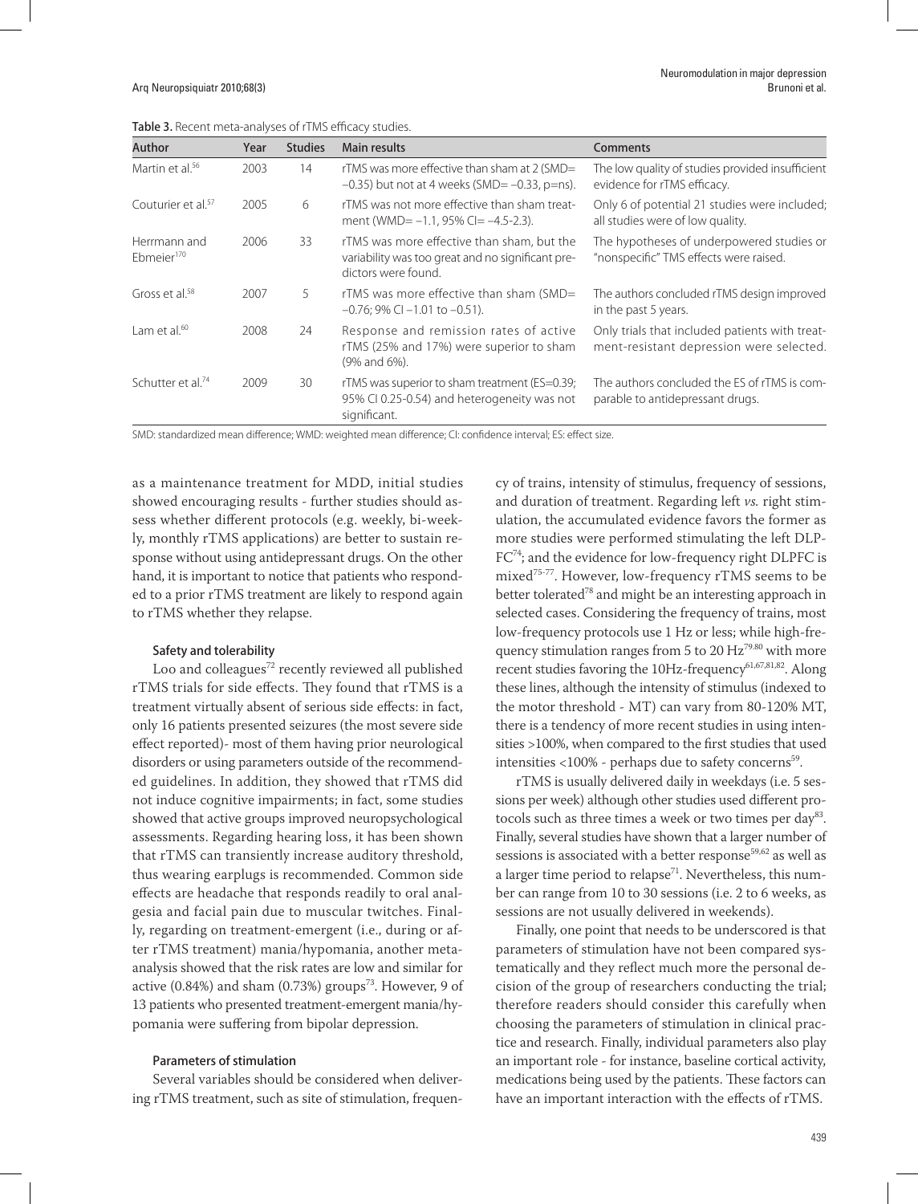**Table 3.** Recent meta-analyses of rTMS efficacy studies.

| Author | Year | Studies | Main results | Comments |
| --- | --- | --- | --- | --- |
| Martin et al.[56] | 2003 | 14 | rTMS was more effective than sham at 2 (SMD= –0.35) but not at 4 weeks (SMD= –0.33, p=ns). | The low quality of studies provided insufficient evidence for rTMS efficacy. |
| Couturier et al.[57] | 2005 | 6 | rTMS was not more effective than sham treatment (WMD= –1.1, 95% CI= –4.5-2.3). | Only 6 of potential 21 studies were included; all studies were of low quality. |
| Herrmann and Ebmeier[170] | 2006 | 33 | rTMS was more effective than sham, but the variability was too great and no significant predictors were found. | The hypotheses of underpowered studies or "nonspecific" TMS effects were raised. |
| Gross et al.[58] | 2007 | 5 | rTMS was more effective than sham (SMD= –0.76; 9% CI –1.01 to –0.51). | The authors concluded rTMS design improved in the past 5 years. |
| Lam et al.[60] | 2008 | 24 | Response and remission rates of active rTMS (25% and 17%) were superior to sham (9% and 6%). | Only trials that included patients with treatment-resistant depression were selected. |
| Schutter et al.[74] | 2009 | 30 | rTMS was superior to sham treatment (ES=0.39; 95% CI 0.25-0.54) and heterogeneity was not significant. | The authors concluded the ES of rTMS is comparable to antidepressant drugs. |

SMD: standardized mean difference; WMD: weighted mean difference; CI: confidence interval; ES: effect size.

as a maintenance treatment for MDD, initial studies showed encouraging results - further studies should assess whether different protocols (e.g. weekly, bi-weekly, monthly rTMS applications) are better to sustain response without using antidepressant drugs. On the other hand, it is important to notice that patients who responded to a prior rTMS treatment are likely to respond again to rTMS whether they relapse.

#### Safety and tolerability

Loo and colleagues[72] recently reviewed all published rTMS trials for side effects. They found that rTMS is a treatment virtually absent of serious side effects: in fact, only 16 patients presented seizures (the most severe side effect reported)- most of them having prior neurological disorders or using parameters outside of the recommended guidelines. In addition, they showed that rTMS did not induce cognitive impairments; in fact, some studies showed that active groups improved neuropsychological assessments. Regarding hearing loss, it has been shown that rTMS can transiently increase auditory threshold, thus wearing earplugs is recommended. Common side effects are headache that responds readily to oral analgesia and facial pain due to muscular twitches. Finally, regarding on treatment-emergent (i.e., during or after rTMS treatment) mania/hypomania, another meta-analysis showed that the risk rates are low and similar for active (0.84%) and sham (0.73%) groups[73]. However, 9 of 13 patients who presented treatment-emergent mania/hypomania were suffering from bipolar depression.

#### Parameters of stimulation

Several variables should be considered when delivering rTMS treatment, such as site of stimulation, frequency of trains, intensity of stimulus, frequency of sessions, and duration of treatment. Regarding left *vs.* right stimulation, the accumulated evidence favors the former as more studies were performed stimulating the left DLPFC[74]; and the evidence for low-frequency right DLPFC is mixed[75-77]. However, low-frequency rTMS seems to be better tolerated[78] and might be an interesting approach in selected cases. Considering the frequency of trains, most low-frequency protocols use 1 Hz or less; while high-frequency stimulation ranges from 5 to 20 Hz[79,80] with more recent studies favoring the 10Hz-frequency[61,67,81,82]. Along these lines, although the intensity of stimulus (indexed to the motor threshold - MT) can vary from 80-120% MT, there is a tendency of more recent studies in using intensities >100%, when compared to the first studies that used intensities <100% - perhaps due to safety concerns[59].

rTMS is usually delivered daily in weekdays (i.e. 5 sessions per week) although other studies used different protocols such as three times a week or two times per day[83]. Finally, several studies have shown that a larger number of sessions is associated with a better response[59,62] as well as a larger time period to relapse[71]. Nevertheless, this number can range from 10 to 30 sessions (i.e. 2 to 6 weeks, as sessions are not usually delivered in weekends).

Finally, one point that needs to be underscored is that parameters of stimulation have not been compared systematically and they reflect much more the personal decision of the group of researchers conducting the trial; therefore readers should consider this carefully when choosing the parameters of stimulation in clinical practice and research. Finally, individual parameters also play an important role - for instance, baseline cortical activity, medications being used by the patients. These factors can have an important interaction with the effects of rTMS.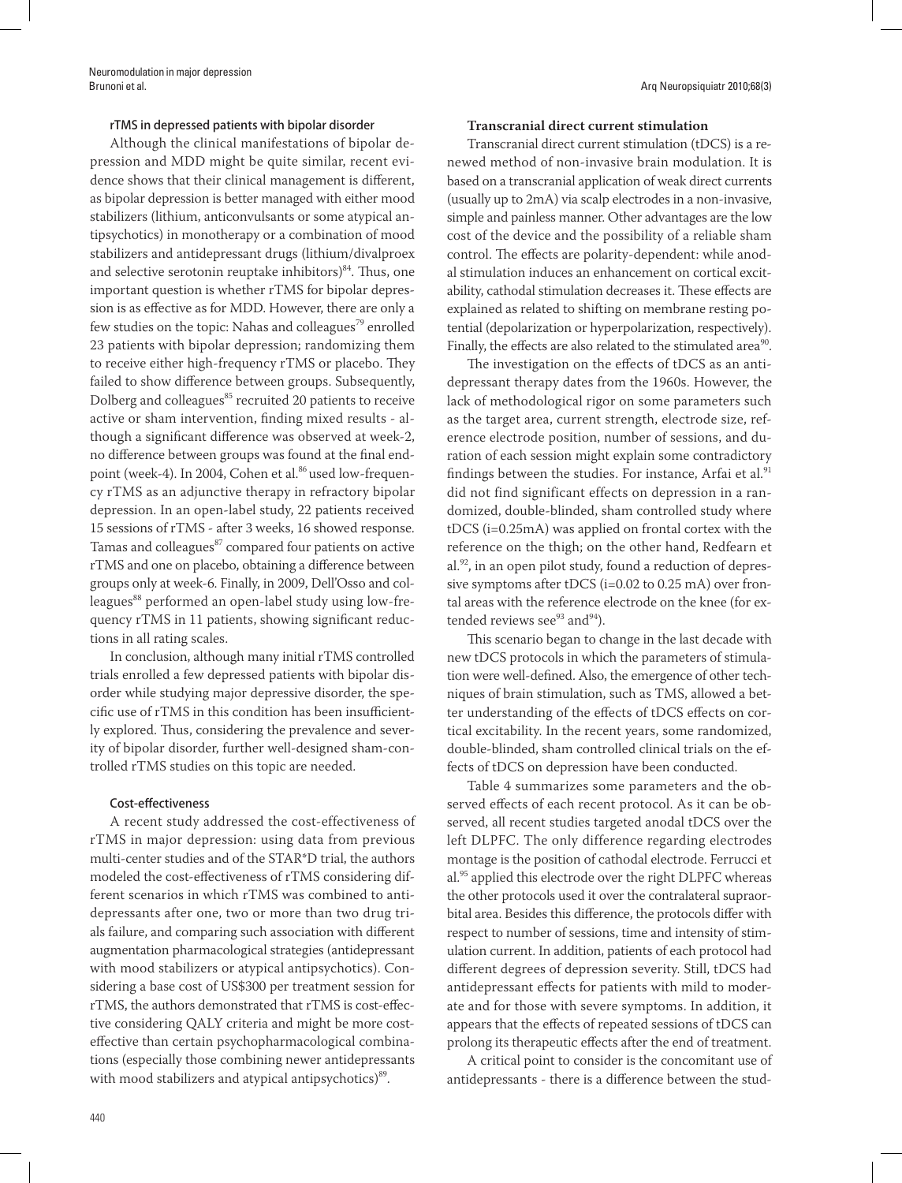### rTMS in depressed patients with bipolar disorder

Although the clinical manifestations of bipolar depression and MDD might be quite similar, recent evidence shows that their clinical management is different, as bipolar depression is better managed with either mood stabilizers (lithium, anticonvulsants or some atypical antipsychotics) in monotherapy or a combination of mood stabilizers and antidepressant drugs (lithium/divalproex and selective serotonin reuptake inhibitors)[84]. Thus, one important question is whether rTMS for bipolar depression is as effective as for MDD. However, there are only a few studies on the topic: Nahas and colleagues[79] enrolled 23 patients with bipolar depression; randomizing them to receive either high-frequency rTMS or placebo. They failed to show difference between groups. Subsequently, Dolberg and colleagues[85] recruited 20 patients to receive active or sham intervention, finding mixed results - although a significant difference was observed at week-2, no difference between groups was found at the final endpoint (week-4). In 2004, Cohen et al.[86] used low-frequency rTMS as an adjunctive therapy in refractory bipolar depression. In an open-label study, 22 patients received 15 sessions of rTMS - after 3 weeks, 16 showed response. Tamas and colleagues[87] compared four patients on active rTMS and one on placebo, obtaining a difference between groups only at week-6. Finally, in 2009, Dell'Osso and colleagues[88] performed an open-label study using low-frequency rTMS in 11 patients, showing significant reductions in all rating scales.

In conclusion, although many initial rTMS controlled trials enrolled a few depressed patients with bipolar disorder while studying major depressive disorder, the specific use of rTMS in this condition has been insufficiently explored. Thus, considering the prevalence and severity of bipolar disorder, further well-designed sham-controlled rTMS studies on this topic are needed.

### Cost-effectiveness

A recent study addressed the cost-effectiveness of rTMS in major depression: using data from previous multi-center studies and of the STAR*D trial, the authors modeled the cost-effectiveness of rTMS considering different scenarios in which rTMS was combined to antidepressants after one, two or more than two drug trials failure, and comparing such association with different augmentation pharmacological strategies (antidepressant with mood stabilizers or atypical antipsychotics). Considering a base cost of US$300 per treatment session for rTMS, the authors demonstrated that rTMS is cost-effective considering QALY criteria and might be more cost-effective than certain psychopharmacological combinations (especially those combining newer antidepressants with mood stabilizers and atypical antipsychotics)[89].

## Transcranial direct current stimulation

Transcranial direct current stimulation (tDCS) is a renewed method of non-invasive brain modulation. It is based on a transcranial application of weak direct currents (usually up to 2mA) via scalp electrodes in a non-invasive, simple and painless manner. Other advantages are the low cost of the device and the possibility of a reliable sham control. The effects are polarity-dependent: while anodal stimulation induces an enhancement on cortical excitability, cathodal stimulation decreases it. These effects are explained as related to shifting on membrane resting potential (depolarization or hyperpolarization, respectively). Finally, the effects are also related to the stimulated area[90].

The investigation on the effects of tDCS as an antidepressant therapy dates from the 1960s. However, the lack of methodological rigor on some parameters such as the target area, current strength, electrode size, reference electrode position, number of sessions, and duration of each session might explain some contradictory findings between the studies. For instance, Arfai et al.[91] did not find significant effects on depression in a randomized, double-blinded, sham controlled study where tDCS (i=0.25mA) was applied on frontal cortex with the reference on the thigh; on the other hand, Redfearn et al.[92], in an open pilot study, found a reduction of depressive symptoms after tDCS (i=0.02 to 0.25 mA) over frontal areas with the reference electrode on the knee (for extended reviews see[93] and[94]).

This scenario began to change in the last decade with new tDCS protocols in which the parameters of stimulation were well-defined. Also, the emergence of other techniques of brain stimulation, such as TMS, allowed a better understanding of the effects of tDCS effects on cortical excitability. In the recent years, some randomized, double-blinded, sham controlled clinical trials on the effects of tDCS on depression have been conducted.

Table 4 summarizes some parameters and the observed effects of each recent protocol. As it can be observed, all recent studies targeted anodal tDCS over the left DLPFC. The only difference regarding electrodes montage is the position of cathodal electrode. Ferrucci et al.[95] applied this electrode over the right DLPFC whereas the other protocols used it over the contralateral supraorbital area. Besides this difference, the protocols differ with respect to number of sessions, time and intensity of stimulation current. In addition, patients of each protocol had different degrees of depression severity. Still, tDCS had antidepressant effects for patients with mild to moderate and for those with severe symptoms. In addition, it appears that the effects of repeated sessions of tDCS can prolong its therapeutic effects after the end of treatment.

A critical point to consider is the concomitant use of antidepressants - there is a difference between the stud-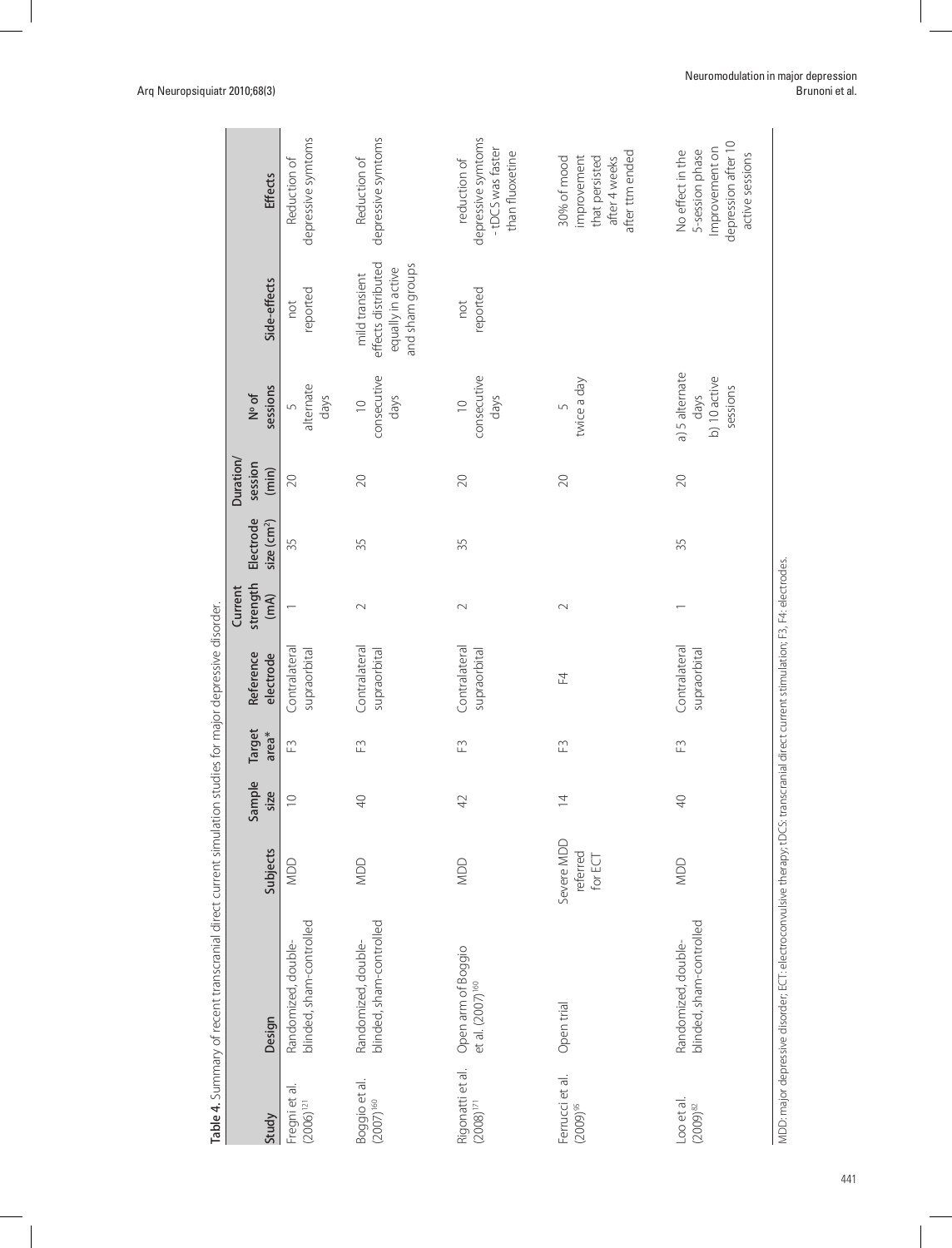**Table 4.** Summary of recent transcranial direct current simulation studies for major depressive disorder.

| Study | Design | Subjects | Sample size | Target area* | Reference electrode | Current strength (mA) | Electrode size ($cm^2$) | Duration/ session (min) | Nº of sessions | Side-effects | Effects |
|---|---|---|---|---|---|---|---|---|---|---|---|
| Fregni et al. (2006)[121] | Randomized, double-blinded, sham-controlled | MDD | 10 | F3 | Contralateral supraorbital | 1 | 35 | 20 | 5 alternate days | not reported | Reduction of depressive symtoms |
| Boggio et al. (2007)[160] | Randomized, double-blinded, sham-controlled | MDD | 40 | F3 | Contralateral supraorbital | 2 | 35 | 20 | 10 consecutive days | mild transient effects distributed equally in active and sham groups | Reduction of depressive symtoms |
| Rigonatti et al. (2008)[171] | Open arm of Boggio et al. (2007)[160] | MDD | 42 | F3 | Contralateral supraorbital | 2 | 35 | 20 | 10 consecutive days | not reported | reduction of depressive symtoms - tDCS was faster than fluoxetine |
| Ferrucci et al. (2009)[95] | Open trial | Severe MDD referred for ECT | 14 | F3 | F4 | 2 | | 20 | 5 twice a day | | 30% of mood improvement that persisted after 4 weeks after ttm ended |
| Loo et al. (2009)[82] | Randomized, double-blinded, sham-controlled | MDD | 40 | F3 | Contralateral supraorbital | 1 | 35 | 20 | a) 5 alternate days b) 10 active sessions | | No effect in the 5-session phase Improvement on depression after 10 active sessions |

MDD: major depressive disorder; ECT: electroconvulsive therapy; tDCS: transcranial direct current stimulation; F3, F4: electrodes.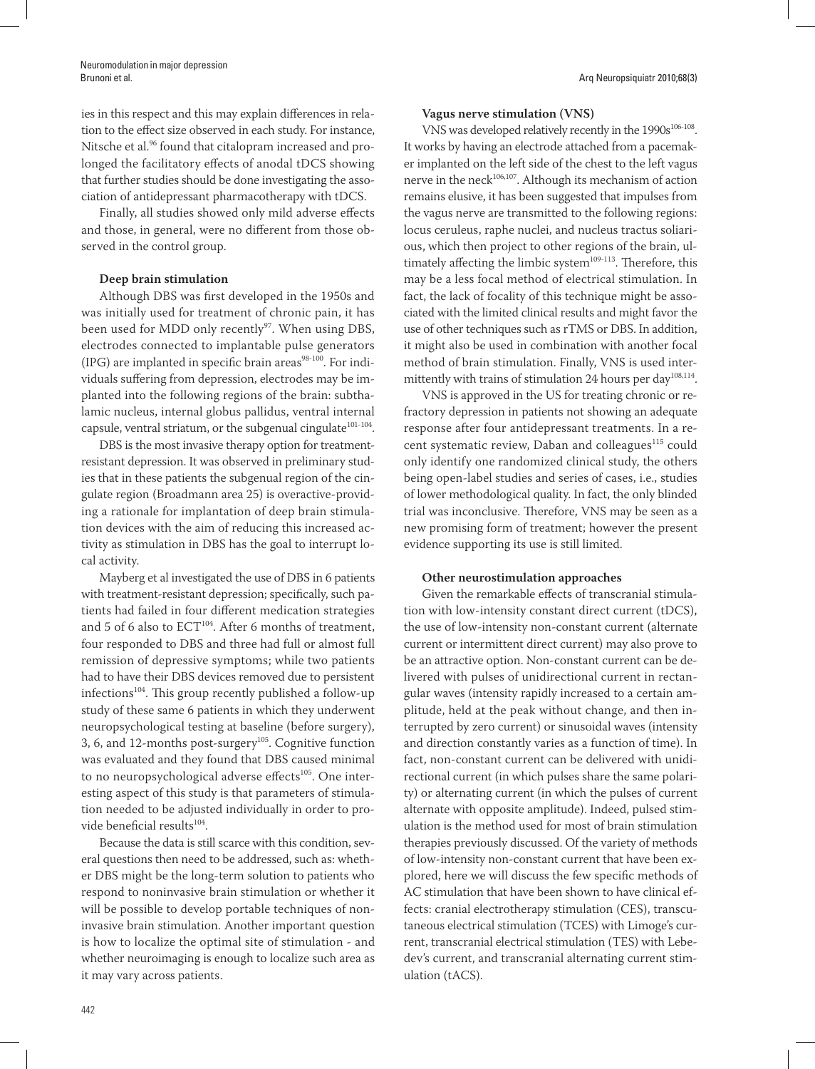ies in this respect and this may explain differences in relation to the effect size observed in each study. For instance, Nitsche et al.[96] found that citalopram increased and prolonged the facilitatory effects of anodal tDCS showing that further studies should be done investigating the association of antidepressant pharmacotherapy with tDCS.

Finally, all studies showed only mild adverse effects and those, in general, were no different from those observed in the control group.

**Deep brain stimulation**

Although DBS was first developed in the 1950s and was initially used for treatment of chronic pain, it has been used for MDD only recently[97]. When using DBS, electrodes connected to implantable pulse generators (IPG) are implanted in specific brain areas[98-100]. For individuals suffering from depression, electrodes may be implanted into the following regions of the brain: subthalamic nucleus, internal globus pallidus, ventral internal capsule, ventral striatum, or the subgenual cingulate[101-104].

DBS is the most invasive therapy option for treatment-resistant depression. It was observed in preliminary studies that in these patients the subgenual region of the cingulate region (Broadmann area 25) is overactive-providing a rationale for implantation of deep brain stimulation devices with the aim of reducing this increased activity as stimulation in DBS has the goal to interrupt local activity.

Mayberg et al investigated the use of DBS in 6 patients with treatment-resistant depression; specifically, such patients had failed in four different medication strategies and 5 of 6 also to ECT[104]. After 6 months of treatment, four responded to DBS and three had full or almost full remission of depressive symptoms; while two patients had to have their DBS devices removed due to persistent infections[104]. This group recently published a follow-up study of these same 6 patients in which they underwent neuropsychological testing at baseline (before surgery), 3, 6, and 12-months post-surgery[105]. Cognitive function was evaluated and they found that DBS caused minimal to no neuropsychological adverse effects[105]. One interesting aspect of this study is that parameters of stimulation needed to be adjusted individually in order to provide beneficial results[104].

Because the data is still scarce with this condition, several questions then need to be addressed, such as: whether DBS might be the long-term solution to patients who respond to noninvasive brain stimulation or whether it will be possible to develop portable techniques of noninvasive brain stimulation. Another important question is how to localize the optimal site of stimulation - and whether neuroimaging is enough to localize such area as it may vary across patients.

**Vagus nerve stimulation (VNS)**

VNS was developed relatively recently in the 1990s[106-108]. It works by having an electrode attached from a pacemaker implanted on the left side of the chest to the left vagus nerve in the neck[106,107]. Although its mechanism of action remains elusive, it has been suggested that impulses from the vagus nerve are transmitted to the following regions: locus ceruleus, raphe nuclei, and nucleus tractus soliarious, which then project to other regions of the brain, ultimately affecting the limbic system[109-113]. Therefore, this may be a less focal method of electrical stimulation. In fact, the lack of focality of this technique might be associated with the limited clinical results and might favor the use of other techniques such as rTMS or DBS. In addition, it might also be used in combination with another focal method of brain stimulation. Finally, VNS is used intermittently with trains of stimulation 24 hours per day[108,114].

VNS is approved in the US for treating chronic or refractory depression in patients not showing an adequate response after four antidepressant treatments. In a recent systematic review, Daban and colleagues[115] could only identify one randomized clinical study, the others being open-label studies and series of cases, i.e., studies of lower methodological quality. In fact, the only blinded trial was inconclusive. Therefore, VNS may be seen as a new promising form of treatment; however the present evidence supporting its use is still limited.

**Other neurostimulation approaches**

Given the remarkable effects of transcranial stimulation with low-intensity constant direct current (tDCS), the use of low-intensity non-constant current (alternate current or intermittent direct current) may also prove to be an attractive option. Non-constant current can be delivered with pulses of unidirectional current in rectangular waves (intensity rapidly increased to a certain amplitude, held at the peak without change, and then interrupted by zero current) or sinusoidal waves (intensity and direction constantly varies as a function of time). In fact, non-constant current can be delivered with unidirectional current (in which pulses share the same polarity) or alternating current (in which the pulses of current alternate with opposite amplitude). Indeed, pulsed stimulation is the method used for most of brain stimulation therapies previously discussed. Of the variety of methods of low-intensity non-constant current that have been explored, here we will discuss the few specific methods of AC stimulation that have been shown to have clinical effects: cranial electrotherapy stimulation (CES), transcutaneous electrical stimulation (TCES) with Limoge's current, transcranial electrical stimulation (TES) with Lebedev's current, and transcranial alternating current stimulation (tACS).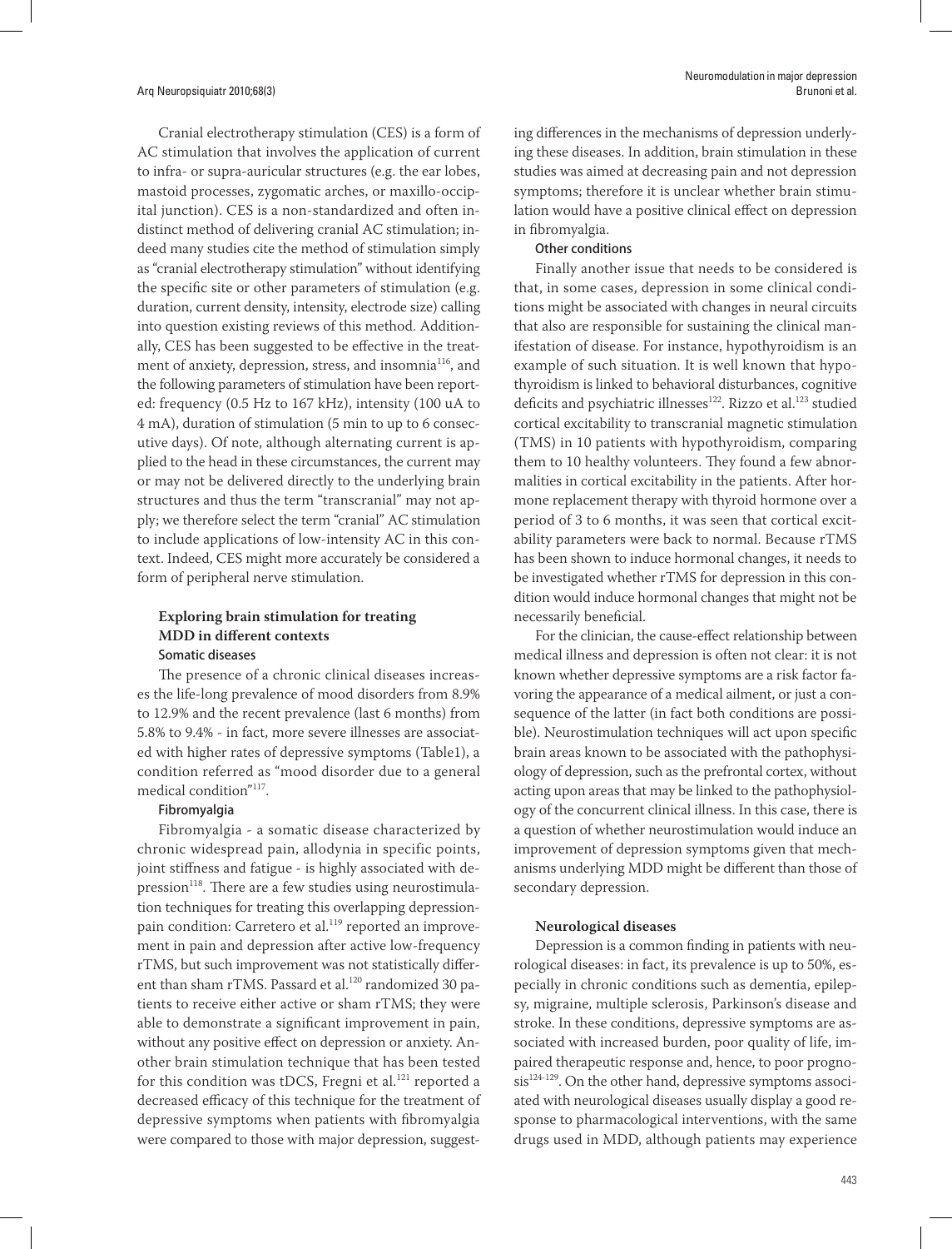Cranial electrotherapy stimulation (CES) is a form of AC stimulation that involves the application of current to infra- or supra-auricular structures (e.g. the ear lobes, mastoid processes, zygomatic arches, or maxillo-occipital junction). CES is a non-standardized and often indistinct method of delivering cranial AC stimulation; indeed many studies cite the method of stimulation simply as "cranial electrotherapy stimulation" without identifying the specific site or other parameters of stimulation (e.g. duration, current density, intensity, electrode size) calling into question existing reviews of this method. Additionally, CES has been suggested to be effective in the treatment of anxiety, depression, stress, and insomnia[116], and the following parameters of stimulation have been reported: frequency (0.5 Hz to 167 kHz), intensity (100 uA to 4 mA), duration of stimulation (5 min to up to 6 consecutive days). Of note, although alternating current is applied to the head in these circumstances, the current may or may not be delivered directly to the underlying brain structures and thus the term "transcranial" may not apply; we therefore select the term "cranial" AC stimulation to include applications of low-intensity AC in this context. Indeed, CES might more accurately be considered a form of peripheral nerve stimulation.

## Exploring brain stimulation for treating MDD in different contexts

### Somatic diseases

The presence of a chronic clinical diseases increases the life-long prevalence of mood disorders from 8.9% to 12.9% and the recent prevalence (last 6 months) from 5.8% to 9.4% - in fact, more severe illnesses are associated with higher rates of depressive symptoms (Table1), a condition referred as "mood disorder due to a general medical condition"[117].

### Fibromyalgia

Fibromyalgia - a somatic disease characterized by chronic widespread pain, allodynia in specific points, joint stiffness and fatigue - is highly associated with depression[118]. There are a few studies using neurostimulation techniques for treating this overlapping depression-pain condition: Carretero et al.[119] reported an improvement in pain and depression after active low-frequency rTMS, but such improvement was not statistically different than sham rTMS. Passard et al.[120] randomized 30 patients to receive either active or sham rTMS; they were able to demonstrate a significant improvement in pain, without any positive effect on depression or anxiety. Another brain stimulation technique that has been tested for this condition was tDCS, Fregni et al.[121] reported a decreased efficacy of this technique for the treatment of depressive symptoms when patients with fibromyalgia were compared to those with major depression, suggesting differences in the mechanisms of depression underlying these diseases. In addition, brain stimulation in these studies was aimed at decreasing pain and not depression symptoms; therefore it is unclear whether brain stimulation would have a positive clinical effect on depression in fibromyalgia.

### Other conditions

Finally another issue that needs to be considered is that, in some cases, depression in some clinical conditions might be associated with changes in neural circuits that also are responsible for sustaining the clinical manifestation of disease. For instance, hypothyroidism is an example of such situation. It is well known that hypothyroidism is linked to behavioral disturbances, cognitive deficits and psychiatric illnesses[122]. Rizzo et al.[123] studied cortical excitability to transcranial magnetic stimulation (TMS) in 10 patients with hypothyroidism, comparing them to 10 healthy volunteers. They found a few abnormalities in cortical excitability in the patients. After hormone replacement therapy with thyroid hormone over a period of 3 to 6 months, it was seen that cortical excitability parameters were back to normal. Because rTMS has been shown to induce hormonal changes, it needs to be investigated whether rTMS for depression in this condition would induce hormonal changes that might not be necessarily beneficial.

For the clinician, the cause-effect relationship between medical illness and depression is often not clear: it is not known whether depressive symptoms are a risk factor favoring the appearance of a medical ailment, or just a consequence of the latter (in fact both conditions are possible). Neurostimulation techniques will act upon specific brain areas known to be associated with the pathophysiology of depression, such as the prefrontal cortex, without acting upon areas that may be linked to the pathophysiology of the concurrent clinical illness. In this case, there is a question of whether neurostimulation would induce an improvement of depression symptoms given that mechanisms underlying MDD might be different than those of secondary depression.

### Neurological diseases

Depression is a common finding in patients with neurological diseases: in fact, its prevalence is up to 50%, especially in chronic conditions such as dementia, epilepsy, migraine, multiple sclerosis, Parkinson's disease and stroke. In these conditions, depressive symptoms are associated with increased burden, poor quality of life, impaired therapeutic response and, hence, to poor prognosis[124-129]. On the other hand, depressive symptoms associated with neurological diseases usually display a good response to pharmacological interventions, with the same drugs used in MDD, although patients may experience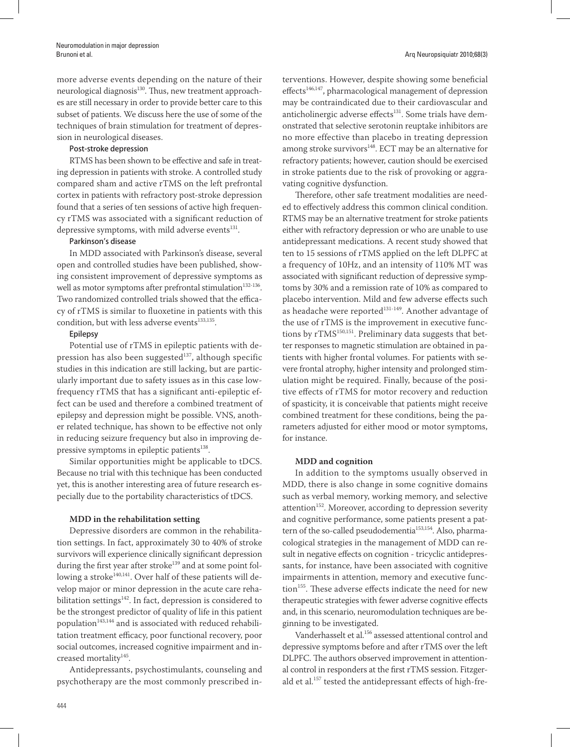more adverse events depending on the nature of their neurological diagnosis[130]. Thus, new treatment approaches are still necessary in order to provide better care to this subset of patients. We discuss here the use of some of the techniques of brain stimulation for treatment of depression in neurological diseases.

#### Post-stroke depression

RTMS has been shown to be effective and safe in treating depression in patients with stroke. A controlled study compared sham and active rTMS on the left prefrontal cortex in patients with refractory post-stroke depression found that a series of ten sessions of active high frequency rTMS was associated with a significant reduction of depressive symptoms, with mild adverse events[131].

#### Parkinson's disease

In MDD associated with Parkinson's disease, several open and controlled studies have been published, showing consistent improvement of depressive symptoms as well as motor symptoms after prefrontal stimulation[132-136]. Two randomized controlled trials showed that the efficacy of rTMS is similar to fluoxetine in patients with this condition, but with less adverse events[133,135].

#### Epilepsy

Potential use of rTMS in epileptic patients with depression has also been suggested[137], although specific studies in this indication are still lacking, but are particularly important due to safety issues as in this case low-frequency rTMS that has a significant anti-epileptic effect can be used and therefore a combined treatment of epilepsy and depression might be possible. VNS, another related technique, has shown to be effective not only in reducing seizure frequency but also in improving depressive symptoms in epileptic patients[138].

Similar opportunities might be applicable to tDCS. Because no trial with this technique has been conducted yet, this is another interesting area of future research especially due to the portability characteristics of tDCS.

### MDD in the rehabilitation setting

Depressive disorders are common in the rehabilitation settings. In fact, approximately 30 to 40% of stroke survivors will experience clinically significant depression during the first year after stroke[139] and at some point following a stroke[140,141]. Over half of these patients will develop major or minor depression in the acute care rehabilitation settings[142]. In fact, depression is considered to be the strongest predictor of quality of life in this patient population[143,144] and is associated with reduced rehabilitation treatment efficacy, poor functional recovery, poor social outcomes, increased cognitive impairment and increased mortality[145].

Antidepressants, psychostimulants, counseling and psychotherapy are the most commonly prescribed interventions. However, despite showing some beneficial effects[146,147], pharmacological management of depression may be contraindicated due to their cardiovascular and anticholinergic adverse effects[131]. Some trials have demonstrated that selective serotonin reuptake inhibitors are no more effective than placebo in treating depression among stroke survivors[148]. ECT may be an alternative for refractory patients; however, caution should be exercised in stroke patients due to the risk of provoking or aggravating cognitive dysfunction.

Therefore, other safe treatment modalities are needed to effectively address this common clinical condition. RTMS may be an alternative treatment for stroke patients either with refractory depression or who are unable to use antidepressant medications. A recent study showed that ten to 15 sessions of rTMS applied on the left DLPFC at a frequency of 10Hz, and an intensity of 110% MT was associated with significant reduction of depressive symptoms by 30% and a remission rate of 10% as compared to placebo intervention. Mild and few adverse effects such as headache were reported[131-149]. Another advantage of the use of rTMS is the improvement in executive functions by rTMS[150,151]. Preliminary data suggests that better responses to magnetic stimulation are obtained in patients with higher frontal volumes. For patients with severe frontal atrophy, higher intensity and prolonged stimulation might be required. Finally, because of the positive effects of rTMS for motor recovery and reduction of spasticity, it is conceivable that patients might receive combined treatment for these conditions, being the parameters adjusted for either mood or motor symptoms, for instance.

### MDD and cognition

In addition to the symptoms usually observed in MDD, there is also change in some cognitive domains such as verbal memory, working memory, and selective attention[152]. Moreover, according to depression severity and cognitive performance, some patients present a pattern of the so-called pseudodementia[153,154]. Also, pharmacological strategies in the management of MDD can result in negative effects on cognition - tricyclic antidepressants, for instance, have been associated with cognitive impairments in attention, memory and executive function[155]. These adverse effects indicate the need for new therapeutic strategies with fewer adverse cognitive effects and, in this scenario, neuromodulation techniques are beginning to be investigated.

Vanderhasselt et al.[156] assessed attentional control and depressive symptoms before and after rTMS over the left DLPFC. The authors observed improvement in attentional control in responders at the first rTMS session. Fitzgerald et al.[157] tested the antidepressant effects of high-fre-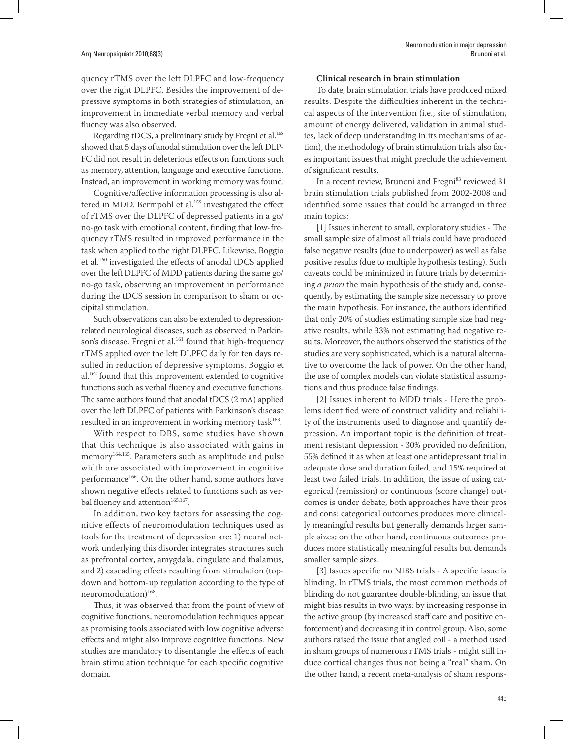quency rTMS over the left DLPFC and low-frequency over the right DLPFC. Besides the improvement of depressive symptoms in both strategies of stimulation, an improvement in immediate verbal memory and verbal fluency was also observed.

Regarding tDCS, a preliminary study by Fregni et al.[158] showed that 5 days of anodal stimulation over the left DLPFC did not result in deleterious effects on functions such as memory, attention, language and executive functions. Instead, an improvement in working memory was found.

Cognitive/affective information processing is also altered in MDD. Bermpohl et al.[159] investigated the effect of rTMS over the DLPFC of depressed patients in a go/no-go task with emotional content, finding that low-frequency rTMS resulted in improved performance in the task when applied to the right DLPFC. Likewise, Boggio et al.[160] investigated the effects of anodal tDCS applied over the left DLPFC of MDD patients during the same go/no-go task, observing an improvement in performance during the tDCS session in comparison to sham or occipital stimulation.

Such observations can also be extended to depression-related neurological diseases, such as observed in Parkinson's disease. Fregni et al.[161] found that high-frequency rTMS applied over the left DLPFC daily for ten days resulted in reduction of depressive symptoms. Boggio et al.[162] found that this improvement extended to cognitive functions such as verbal fluency and executive functions. The same authors found that anodal tDCS (2 mA) applied over the left DLPFC of patients with Parkinson's disease resulted in an improvement in working memory task[163].

With respect to DBS, some studies have shown that this technique is also associated with gains in memory[164,165]. Parameters such as amplitude and pulse width are associated with improvement in cognitive performance[166]. On the other hand, some authors have shown negative effects related to functions such as verbal fluency and attention[165,167].

In addition, two key factors for assessing the cognitive effects of neuromodulation techniques used as tools for the treatment of depression are: 1) neural network underlying this disorder integrates structures such as prefrontal cortex, amygdala, cingulate and thalamus, and 2) cascading effects resulting from stimulation (top-down and bottom-up regulation according to the type of neuromodulation)[168].

Thus, it was observed that from the point of view of cognitive functions, neuromodulation techniques appear as promising tools associated with low cognitive adverse effects and might also improve cognitive functions. New studies are mandatory to disentangle the effects of each brain stimulation technique for each specific cognitive domain.

**Clinical research in brain stimulation**

To date, brain stimulation trials have produced mixed results. Despite the difficulties inherent in the technical aspects of the intervention (i.e., site of stimulation, amount of energy delivered, validation in animal studies, lack of deep understanding in its mechanisms of action), the methodology of brain stimulation trials also faces important issues that might preclude the achievement of significant results.

In a recent review, Brunoni and Fregni[83] reviewed 31 brain stimulation trials published from 2002-2008 and identified some issues that could be arranged in three main topics:

[1] Issues inherent to small, exploratory studies - The small sample size of almost all trials could have produced false negative results (due to underpower) as well as false positive results (due to multiple hypothesis testing). Such caveats could be minimized in future trials by determining *a priori* the main hypothesis of the study and, consequently, by estimating the sample size necessary to prove the main hypothesis. For instance, the authors identified that only 20% of studies estimating sample size had negative results, while 33% not estimating had negative results. Moreover, the authors observed the statistics of the studies are very sophisticated, which is a natural alternative to overcome the lack of power. On the other hand, the use of complex models can violate statistical assumptions and thus produce false findings.

[2] Issues inherent to MDD trials - Here the problems identified were of construct validity and reliability of the instruments used to diagnose and quantify depression. An important topic is the definition of treatment resistant depression - 30% provided no definition, 55% defined it as when at least one antidepressant trial in adequate dose and duration failed, and 15% required at least two failed trials. In addition, the issue of using categorical (remission) or continuous (score change) outcomes is under debate, both approaches have their pros and cons: categorical outcomes produces more clinically meaningful results but generally demands larger sample sizes; on the other hand, continuous outcomes produces more statistically meaningful results but demands smaller sample sizes.

[3] Issues specific no NIBS trials - A specific issue is blinding. In rTMS trials, the most common methods of blinding do not guarantee double-blinding, an issue that might bias results in two ways: by increasing response in the active group (by increased staff care and positive enforcement) and decreasing it in control group. Also, some authors raised the issue that angled coil - a method used in sham groups of numerous rTMS trials - might still induce cortical changes thus not being a "real" sham. On the other hand, a recent meta-analysis of sham respons-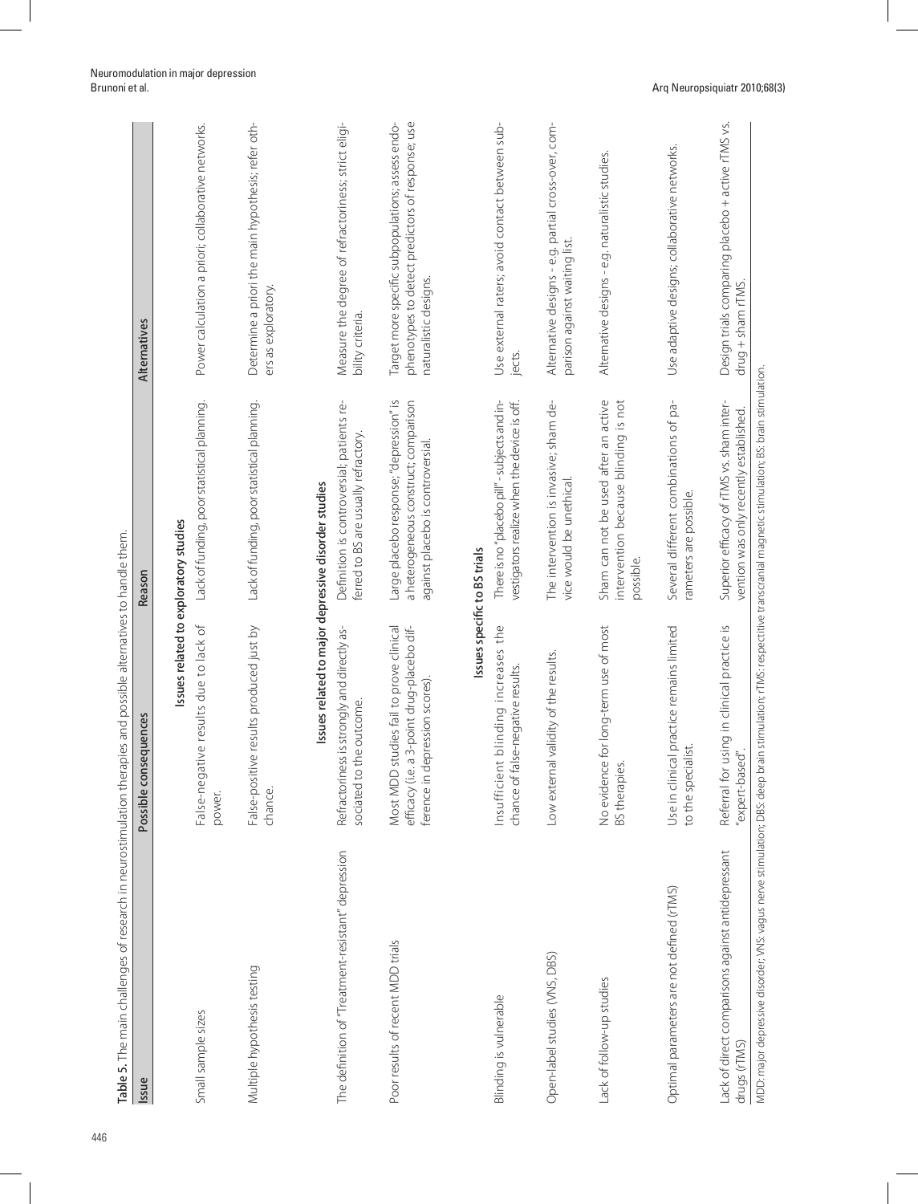**Table 5.** The main challenges of research in neurostimulation therapies and possible alternatives to handle them.

| Issue | Possible consequences | Reason | Alternatives |
|---|---|---|---|
| **Issues related to exploratory studies** | | | |
| Small sample sizes | False-negative results due to lack of power. | Lack of funding, poor statistical planning. | Power calculation a priori; collaborative networks. |
| Multiple hypothesis testing | False-positive results produced just by chance. | Lack of funding, poor statistical planning. | Determine a priori the main hypothesis; refer others as exploratory. |
| **Issues related to major depressive disorder studies** | | | |
| The definition of "Treatment-resistant" depression | Refractoriness is strongly and directly associated to the outcome. | Definition is controversial; patients referred to BS are usually refractory. | Measure the degree of refractoriness; strict eligibility criteria. |
| Poor results of recent MDD trials | Most MDD studies fail to prove clinical efficacy (i.e. a 3-point drug-placebo difference in depression scores). | Large placebo response; "depression" is a heterogeneous construct; comparison against placebo is controversial. | Target more specific subpopulations; assess endophenotypes to detect predictors of response; use naturalistic designs. |
| **Issues specific to BS trials** | | | |
| Blinding is vulnerable | Insufficient blinding increases the chance of false-negative results. | There is no "placebo pill" - subjects and investigators realize when the device is off. | Use external raters; avoid contact between subjects. |
| Open-label studies (VNS, DBS) | Low external validity of the results. | The intervention is invasive; sham device would be unethical. | Alternative designs - e.g. partial cross-over, comparison against waiting list. |
| Lack of follow-up studies | No evidence for long-term use of most BS therapies. | Sham can not be used after an active intervention because blinding is not possible. | Alternative designs - e.g. naturalistic studies. |
| Optimal parameters are not defined (rTMS) | Use in clinical practice remains limited to the specialist. | Several different combinations of parameters are possible. | Use adaptive designs; collaborative networks. |
| Lack of direct comparisons against antidepressant drugs (rTMS) | Referral for using in clinical practice is "expert-based". | Superior efficacy of rTMS vs. sham intervention was only recently established. | Design trials comparing placebo + active rTMS vs. drug + sham rTMS. |

MDD: major depressive disorder; VNS: vagus nerve stimulation; DBS: deep brain stimulation; rTMS: respective transcranial magnetic stimulation; BS: brain stimulation.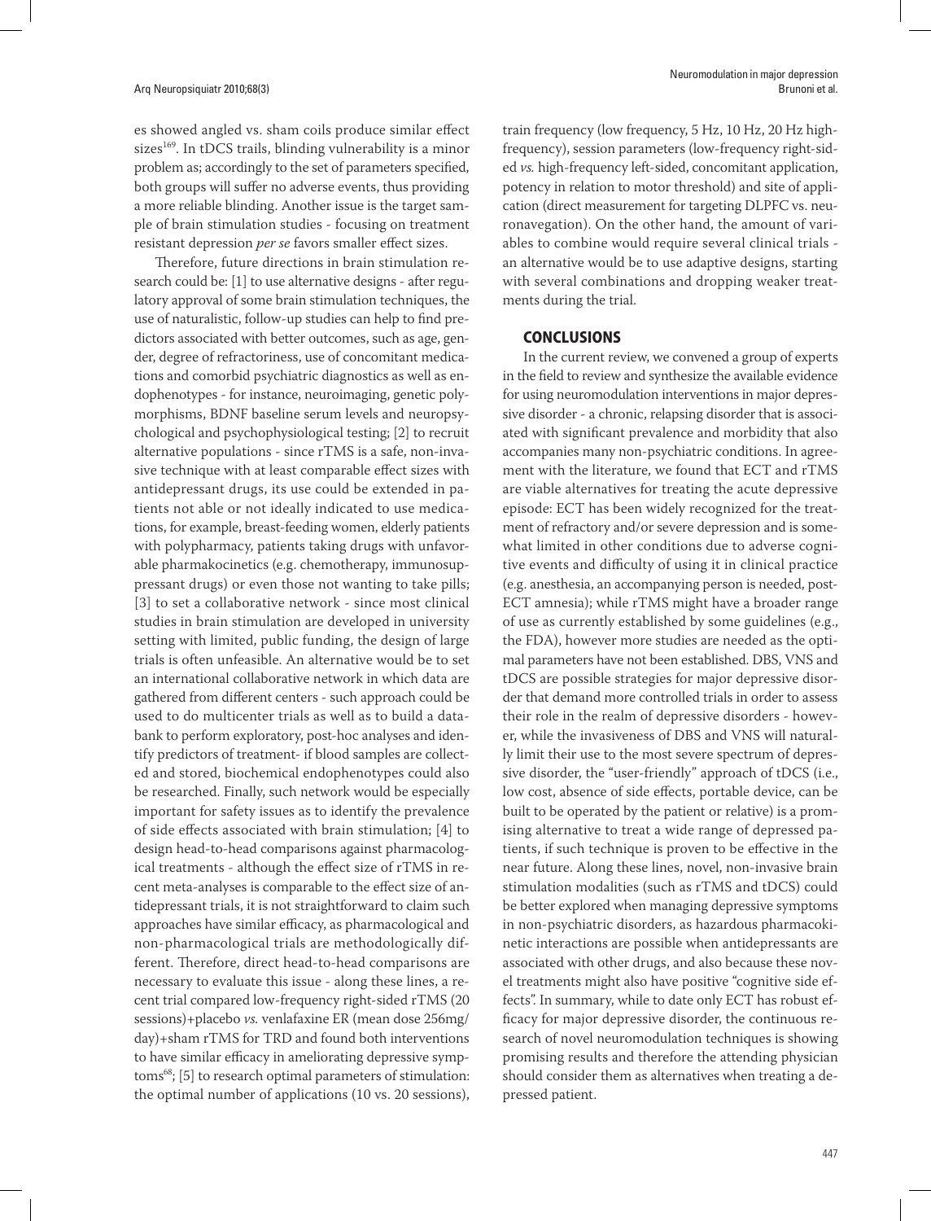es showed angled vs. sham coils produce similar effect sizes[169]. In tDCS trails, blinding vulnerability is a minor problem as; accordingly to the set of parameters specified, both groups will suffer no adverse events, thus providing a more reliable blinding. Another issue is the target sample of brain stimulation studies - focusing on treatment resistant depression *per se* favors smaller effect sizes.

Therefore, future directions in brain stimulation research could be: [1] to use alternative designs - after regulatory approval of some brain stimulation techniques, the use of naturalistic, follow-up studies can help to find predictors associated with better outcomes, such as age, gender, degree of refractoriness, use of concomitant medications and comorbid psychiatric diagnostics as well as endophenotypes - for instance, neuroimaging, genetic polymorphisms, BDNF baseline serum levels and neuropsychological and psychophysiological testing; [2] to recruit alternative populations - since rTMS is a safe, non-invasive technique with at least comparable effect sizes with antidepressant drugs, its use could be extended in patients not able or not ideally indicated to use medications, for example, breast-feeding women, elderly patients with polypharmacy, patients taking drugs with unfavorable pharmakocinetics (e.g. chemotherapy, immunosuppressant drugs) or even those not wanting to take pills; [3] to set a collaborative network - since most clinical studies in brain stimulation are developed in university setting with limited, public funding, the design of large trials is often unfeasible. An alternative would be to set an international collaborative network in which data are gathered from different centers - such approach could be used to do multicenter trials as well as to build a databank to perform exploratory, post-hoc analyses and identify predictors of treatment- if blood samples are collected and stored, biochemical endophenotypes could also be researched. Finally, such network would be especially important for safety issues as to identify the prevalence of side effects associated with brain stimulation; [4] to design head-to-head comparisons against pharmacological treatments - although the effect size of rTMS in recent meta-analyses is comparable to the effect size of antidepressant trials, it is not straightforward to claim such approaches have similar efficacy, as pharmacological and non-pharmacological trials are methodologically different. Therefore, direct head-to-head comparisons are necessary to evaluate this issue - along these lines, a recent trial compared low-frequency right-sided rTMS (20 sessions)+placebo *vs.* venlafaxine ER (mean dose 256mg/day)+sham rTMS for TRD and found both interventions to have similar efficacy in ameliorating depressive symptoms[68]; [5] to research optimal parameters of stimulation: the optimal number of applications (10 vs. 20 sessions), train frequency (low frequency, 5 Hz, 10 Hz, 20 Hz high-frequency), session parameters (low-frequency right-sided *vs.* high-frequency left-sided, concomitant application, potency in relation to motor threshold) and site of application (direct measurement for targeting DLPFC vs. neuronavegation). On the other hand, the amount of variables to combine would require several clinical trials - an alternative would be to use adaptive designs, starting with several combinations and dropping weaker treatments during the trial.

## CONCLUSIONS

In the current review, we convened a group of experts in the field to review and synthesize the available evidence for using neuromodulation interventions in major depressive disorder - a chronic, relapsing disorder that is associated with significant prevalence and morbidity that also accompanies many non-psychiatric conditions. In agreement with the literature, we found that ECT and rTMS are viable alternatives for treating the acute depressive episode: ECT has been widely recognized for the treatment of refractory and/or severe depression and is somewhat limited in other conditions due to adverse cognitive events and difficulty of using it in clinical practice (e.g. anesthesia, an accompanying person is needed, post-ECT amnesia); while rTMS might have a broader range of use as currently established by some guidelines (e.g., the FDA), however more studies are needed as the optimal parameters have not been established. DBS, VNS and tDCS are possible strategies for major depressive disorder that demand more controlled trials in order to assess their role in the realm of depressive disorders - however, while the invasiveness of DBS and VNS will naturally limit their use to the most severe spectrum of depressive disorder, the "user-friendly" approach of tDCS (i.e., low cost, absence of side effects, portable device, can be built to be operated by the patient or relative) is a promising alternative to treat a wide range of depressed patients, if such technique is proven to be effective in the near future. Along these lines, novel, non-invasive brain stimulation modalities (such as rTMS and tDCS) could be better explored when managing depressive symptoms in non-psychiatric disorders, as hazardous pharmacokinetic interactions are possible when antidepressants are associated with other drugs, and also because these novel treatments might also have positive "cognitive side effects". In summary, while to date only ECT has robust efficacy for major depressive disorder, the continuous research of novel neuromodulation techniques is showing promising results and therefore the attending physician should consider them as alternatives when treating a depressed patient.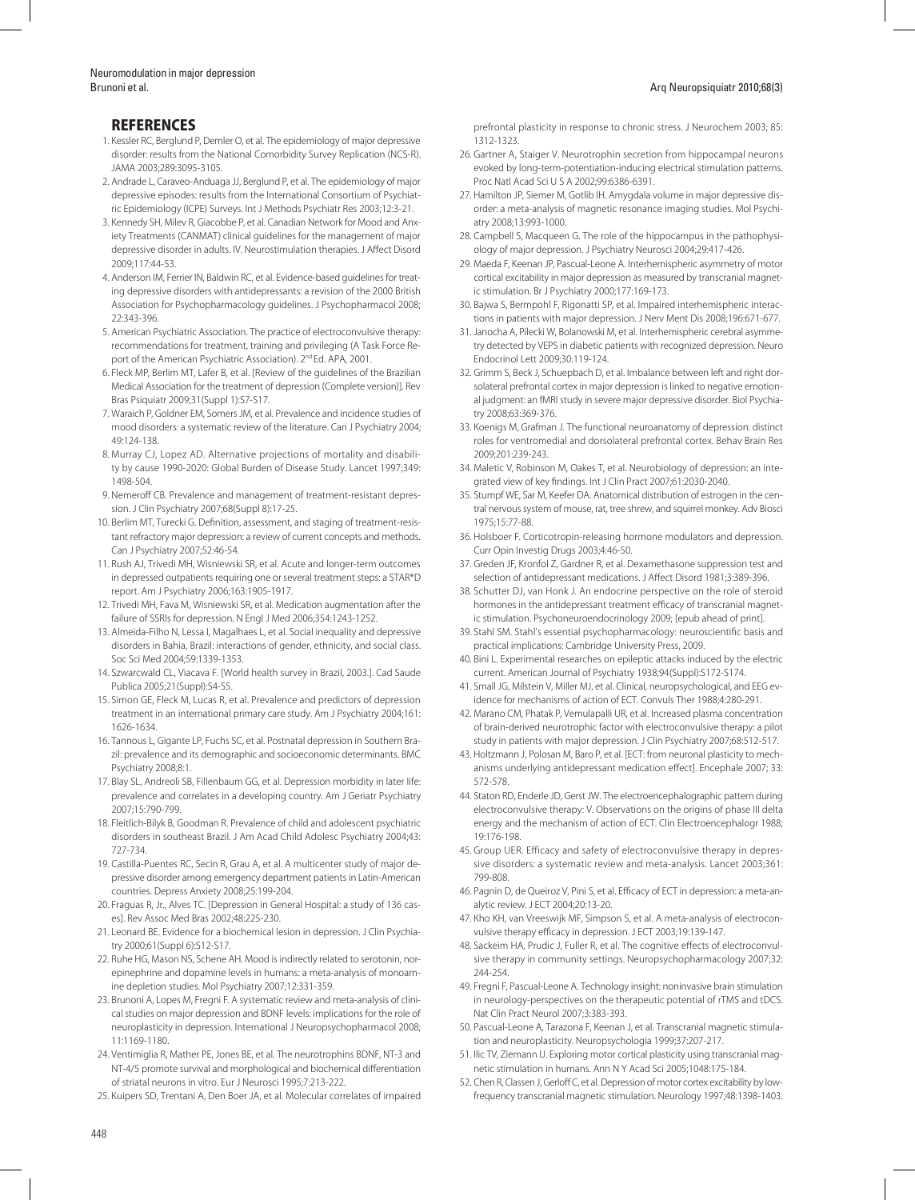## REFERENCES

1. Kessler RC, Berglund P, Demler O, et al. The epidemiology of major depressive disorder: results from the National Comorbidity Survey Replication (NCS-R). JAMA 2003;289:3095-3105.
2. Andrade L, Caraveo-Anduaga JJ, Berglund P, et al. The epidemiology of major depressive episodes: results from the International Consortium of Psychiatric Epidemiology (ICPE) Surveys. Int J Methods Psychiatr Res 2003;12:3-21.
3. Kennedy SH, Milev R, Giacobbe P, et al. Canadian Network for Mood and Anxiety Treatments (CANMAT) clinical guidelines for the management of major depressive disorder in adults. IV. Neurostimulation therapies. J Affect Disord 2009;117:44-53.
4. Anderson IM, Ferrier IN, Baldwin RC, et al. Evidence-based guidelines for treating depressive disorders with antidepressants: a revision of the 2000 British Association for Psychopharmacology guidelines. J Psychopharmacol 2008; 22:343-396.
5. American Psychiatric Association. The practice of electroconvulsive therapy: recommendations for treatment, training and privileging (A Task Force Report of the American Psychiatric Association). 2nd Ed. APA, 2001.
6. Fleck MP, Berlim MT, Lafer B, et al. [Review of the guidelines of the Brazilian Medical Association for the treatment of depression (Complete version)]. Rev Bras Psiquiatr 2009;31(Suppl 1):S7-S17.
7. Waraich P, Goldner EM, Somers JM, et al. Prevalence and incidence studies of mood disorders: a systematic review of the literature. Can J Psychiatry 2004; 49:124-138.
8. Murray CJ, Lopez AD. Alternative projections of mortality and disability by cause 1990-2020: Global Burden of Disease Study. Lancet 1997;349: 1498-504.
9. Nemeroff CB. Prevalence and management of treatment-resistant depression. J Clin Psychiatry 2007;68(Suppl 8):17-25.
10. Berlim MT, Turecki G. Definition, assessment, and staging of treatment-resistant refractory major depression: a review of current concepts and methods. Can J Psychiatry 2007;52:46-54.
11. Rush AJ, Trivedi MH, Wisniewski SR, et al. Acute and longer-term outcomes in depressed outpatients requiring one or several treatment steps: a STAR*D report. Am J Psychiatry 2006;163:1905-1917.
12. Trivedi MH, Fava M, Wisniewski SR, et al. Medication augmentation after the failure of SSRIs for depression. N Engl J Med 2006;354:1243-1252.
13. Almeida-Filho N, Lessa I, Magalhaes L, et al. Social inequality and depressive disorders in Bahia, Brazil: interactions of gender, ethnicity, and social class. Soc Sci Med 2004;59:1339-1353.
14. Szwarcwald CL, Viacava F. [World health survey in Brazil, 2003.]. Cad Saude Publica 2005;21(Suppl):S4-S5.
15. Simon GE, Fleck M, Lucas R, et al. Prevalence and predictors of depression treatment in an international primary care study. Am J Psychiatry 2004;161: 1626-1634.
16. Tannous L, Gigante LP, Fuchs SC, et al. Postnatal depression in Southern Brazil: prevalence and its demographic and socioeconomic determinants. BMC Psychiatry 2008;8:1.
17. Blay SL, Andreoli SB, Fillenbaum GG, et al. Depression morbidity in later life: prevalence and correlates in a developing country. Am J Geriatr Psychiatry 2007;15:790-799.
18. Fleitlich-Bilyk B, Goodman R. Prevalence of child and adolescent psychiatric disorders in southeast Brazil. J Am Acad Child Adolesc Psychiatry 2004;43: 727-734.
19. Castilla-Puentes RC, Secin R, Grau A, et al. A multicenter study of major depressive disorder among emergency department patients in Latin-American countries. Depress Anxiety 2008;25:199-204.
20. Fraguas R, Jr., Alves TC. [Depression in General Hospital: a study of 136 cases]. Rev Assoc Med Bras 2002;48:225-230.
21. Leonard BE. Evidence for a biochemical lesion in depression. J Clin Psychiatry 2000;61(Suppl 6):S12-S17.
22. Ruhe HG, Mason NS, Schene AH. Mood is indirectly related to serotonin, norepinephrine and dopamine levels in humans: a meta-analysis of monoamine depletion studies. Mol Psychiatry 2007;12:331-359.
23. Brunoni A, Lopes M, Fregni F. A systematic review and meta-analysis of clinical studies on major depression and BDNF levels: implications for the role of neuroplasticity in depression. International J Neuropsychopharmacol 2008; 11:1169-1180.
24. Ventimiglia R, Mather PE, Jones BE, et al. The neurotrophins BDNF, NT-3 and NT-4/5 promote survival and morphological and biochemical differentiation of striatal neurons in vitro. Eur J Neurosci 1995;7:213-222.
25. Kuipers SD, Trentani A, Den Boer JA, et al. Molecular correlates of impaired prefrontal plasticity in response to chronic stress. J Neurochem 2003; 85: 1312-1323.
26. Gartner A, Staiger V. Neurotrophin secretion from hippocampal neurons evoked by long-term-potentiation-inducing electrical stimulation patterns. Proc Natl Acad Sci U S A 2002;99:6386-6391.
27. Hamilton JP, Siemer M, Gotlib IH. Amygdala volume in major depressive disorder: a meta-analysis of magnetic resonance imaging studies. Mol Psychiatry 2008;13:993-1000.
28. Campbell S, Macqueen G. The role of the hippocampus in the pathophysiology of major depression. J Psychiatry Neurosci 2004;29:417-426.
29. Maeda F, Keenan JP, Pascual-Leone A. Interhemispheric asymmetry of motor cortical excitability in major depression as measured by transcranial magnetic stimulation. Br J Psychiatry 2000;177:169-173.
30. Bajwa S, Bermpohl F, Rigonatti SP, et al. Impaired interhemispheric interactions in patients with major depression. J Nerv Ment Dis 2008;196:671-677.
31. Janocha A, Pilecki W, Bolanowski M, et al. Interhemispheric cerebral asymmetry detected by VEPS in diabetic patients with recognized depression. Neuro Endocrinol Lett 2009;30:119-124.
32. Grimm S, Beck J, Schuepbach D, et al. Imbalance between left and right dorsolateral prefrontal cortex in major depression is linked to negative emotional judgment: an fMRI study in severe major depressive disorder. Biol Psychiatry 2008;63:369-376.
33. Koenigs M, Grafman J. The functional neuroanatomy of depression: distinct roles for ventromedial and dorsolateral prefrontal cortex. Behav Brain Res 2009;201:239-243.
34. Maletic V, Robinson M, Oakes T, et al. Neurobiology of depression: an integrated view of key findings. Int J Clin Pract 2007;61:2030-2040.
35. Stumpf WE, Sar M, Keefer DA. Anatomical distribution of estrogen in the central nervous system of mouse, rat, tree shrew, and squirrel monkey. Adv Biosci 1975;15:77-88.
36. Holsboer F. Corticotropin-releasing hormone modulators and depression. Curr Opin Investig Drugs 2003;4:46-50.
37. Greden JF, Kronfol Z, Gardner R, et al. Dexamethasone suppression test and selection of antidepressant medications. J Affect Disord 1981;3:389-396.
38. Schutter DJ, van Honk J. An endocrine perspective on the role of steroid hormones in the antidepressant treatment efficacy of transcranial magnetic stimulation. Psychoneuroendocrinology 2009; [epub ahead of print].
39. Stahl SM. Stahl's essential psychopharmacology: neuroscientific basis and practical implications: Cambridge University Press, 2009.
40. Bini L. Experimental researches on epileptic attacks induced by the electric current. American Journal of Psychiatry 1938;94(Suppl):S172-S174.
41. Small JG, Milstein V, Miller MJ, et al. Clinical, neuropsychological, and EEG evidence for mechanisms of action of ECT. Convuls Ther 1988;4:280-291.
42. Marano CM, Phatak P, Vemulapalli UR, et al. Increased plasma concentration of brain-derived neurotrophic factor with electroconvulsive therapy: a pilot study in patients with major depression. J Clin Psychiatry 2007;68:512-517.
43. Holtzmann J, Polosan M, Baro P, et al. [ECT: from neuronal plasticity to mechanisms underlying antidepressant medication effect]. Encephale 2007; 33: 572-578.
44. Staton RD, Enderle JD, Gerst JW. The electroencephalographic pattern during electroconvulsive therapy: V. Observations on the origins of phase III delta energy and the mechanism of action of ECT. Clin Electroencephalogr 1988; 19:176-198.
45. Group UER. Efficacy and safety of electroconvulsive therapy in depressive disorders: a systematic review and meta-analysis. Lancet 2003;361: 799-808.
46. Pagnin D, de Queiroz V, Pini S, et al. Efficacy of ECT in depression: a meta-analytic review. J ECT 2004;20:13-20.
47. Kho KH, van Vreeswijk MF, Simpson S, et al. A meta-analysis of electroconvulsive therapy efficacy in depression. J ECT 2003;19:139-147.
48. Sackeim HA, Prudic J, Fuller R, et al. The cognitive effects of electroconvulsive therapy in community settings. Neuropsychopharmacology 2007;32: 244-254.
49. Fregni F, Pascual-Leone A. Technology insight: noninvasive brain stimulation in neurology-perspectives on the therapeutic potential of rTMS and tDCS. Nat Clin Pract Neurol 2007;3:383-393.
50. Pascual-Leone A, Tarazona F, Keenan J, et al. Transcranial magnetic stimulation and neuroplasticity. Neuropsychologia 1999;37:207-217.
51. Ilic TV, Ziemann U. Exploring motor cortical plasticity using transcranial magnetic stimulation in humans. Ann N Y Acad Sci 2005;1048:175-184.
52. Chen R, Classen J, Gerloff C, et al. Depression of motor cortex excitability by low-frequency transcranial magnetic stimulation. Neurology 1997;48:1398-1403.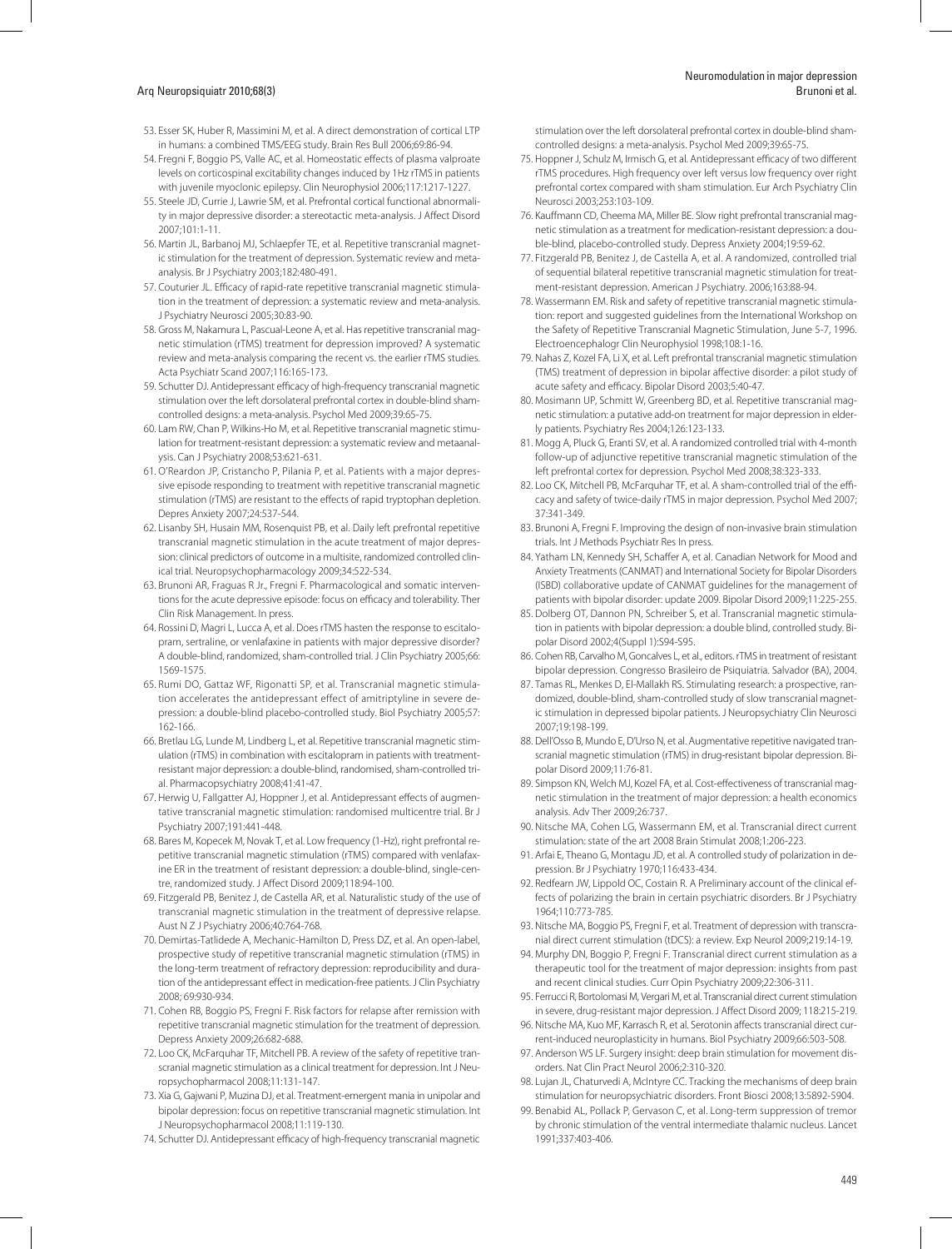53. Esser SK, Huber R, Massimini M, et al. A direct demonstration of cortical LTP in humans: a combined TMS/EEG study. Brain Res Bull 2006;69:86-94.
54. Fregni F, Boggio PS, Valle AC, et al. Homeostatic effects of plasma valproate levels on corticospinal excitability changes induced by 1Hz rTMS in patients with juvenile myoclonic epilepsy. Clin Neurophysiol 2006;117:1217-1227.
55. Steele JD, Currie J, Lawrie SM, et al. Prefrontal cortical functional abnormality in major depressive disorder: a stereotactic meta-analysis. J Affect Disord 2007;101:1-11.
56. Martin JL, Barbanoj MJ, Schlaepfer TE, et al. Repetitive transcranial magnetic stimulation for the treatment of depression. Systematic review and meta-analysis. Br J Psychiatry 2003;182:480-491.
57. Couturier JL. Efficacy of rapid-rate repetitive transcranial magnetic stimulation in the treatment of depression: a systematic review and meta-analysis. J Psychiatry Neurosci 2005;30:83-90.
58. Gross M, Nakamura L, Pascual-Leone A, et al. Has repetitive transcranial magnetic stimulation (rTMS) treatment for depression improved? A systematic review and meta-analysis comparing the recent vs. the earlier rTMS studies. Acta Psychiatr Scand 2007;116:165-173.
59. Schutter DJ. Antidepressant efficacy of high-frequency transcranial magnetic stimulation over the left dorsolateral prefrontal cortex in double-blind sham-controlled designs: a meta-analysis. Psychol Med 2009;39:65-75.
60. Lam RW, Chan P, Wilkins-Ho M, et al. Repetitive transcranial magnetic stimulation for treatment-resistant depression: a systematic review and metaanalysis. Can J Psychiatry 2008;53:621-631.
61. O'Reardon JP, Cristancho P, Pilania P, et al. Patients with a major depressive episode responding to treatment with repetitive transcranial magnetic stimulation (rTMS) are resistant to the effects of rapid tryptophan depletion. Depres Anxiety 2007;24:537-544.
62. Lisanby SH, Husain MM, Rosenquist PB, et al. Daily left prefrontal repetitive transcranial magnetic stimulation in the acute treatment of major depression: clinical predictors of outcome in a multisite, randomized controlled clinical trial. Neuropsychopharmacology 2009;34:522-534.
63. Brunoni AR, Fraguas R Jr., Fregni F. Pharmacological and somatic interventions for the acute depressive episode: focus on efficacy and tolerability. Ther Clin Risk Management. In press.
64. Rossini D, Magri L, Lucca A, et al. Does rTMS hasten the response to escitalopram, sertraline, or venlafaxine in patients with major depressive disorder? A double-blind, randomized, sham-controlled trial. J Clin Psychiatry 2005;66:1569-1575.
65. Rumi DO, Gattaz WF, Rigonatti SP, et al. Transcranial magnetic stimulation accelerates the antidepressant effect of amitriptyline in severe depression: a double-blind placebo-controlled study. Biol Psychiatry 2005;57:162-166.
66. Bretlau LG, Lunde M, Lindberg L, et al. Repetitive transcranial magnetic stimulation (rTMS) in combination with escitalopram in patients with treatment-resistant major depression: a double-blind, randomised, sham-controlled trial. Pharmacopsychiatry 2008;41:41-47.
67. Herwig U, Fallgatter AJ, Hoppner J, et al. Antidepressant effects of augmentative transcranial magnetic stimulation: randomised multicentre trial. Br J Psychiatry 2007;191:441-448.
68. Bares M, Kopecek M, Novak T, et al. Low frequency (1-Hz), right prefrontal repetitive transcranial magnetic stimulation (rTMS) compared with venlafaxine ER in the treatment of resistant depression: a double-blind, single-centre, randomized study. J Affect Disord 2009;118:94-100.
69. Fitzgerald PB, Benitez J, de Castella AR, et al. Naturalistic study of the use of transcranial magnetic stimulation in the treatment of depressive relapse. Aust N Z J Psychiatry 2006;40:764-768.
70. Demirtas-Tatlidede A, Mechanic-Hamilton D, Press DZ, et al. An open-label, prospective study of repetitive transcranial magnetic stimulation (rTMS) in the long-term treatment of refractory depression: reproducibility and duration of the antidepressant effect in medication-free patients. J Clin Psychiatry 2008; 69:930-934.
71. Cohen RB, Boggio PS, Fregni F. Risk factors for relapse after remission with repetitive transcranial magnetic stimulation for the treatment of depression. Depress Anxiety 2009;26:682-688.
72. Loo CK, McFarquhar TF, Mitchell PB. A review of the safety of repetitive transcranial magnetic stimulation as a clinical treatment for depression. Int J Neuropsychopharmacol 2008;11:131-147.
73. Xia G, Gajwani P, Muzina DJ, et al. Treatment-emergent mania in unipolar and bipolar depression: focus on repetitive transcranial magnetic stimulation. Int J Neuropsychopharmacol 2008;11:119-130.
74. Schutter DJ. Antidepressant efficacy of high-frequency transcranial magnetic stimulation over the left dorsolateral prefrontal cortex in double-blind sham-controlled designs: a meta-analysis. Psychol Med 2009;39:65-75.
75. Hoppner J, Schulz M, Irmisch G, et al. Antidepressant efficacy of two different rTMS procedures. High frequency over left versus low frequency over right prefrontal cortex compared with sham stimulation. Eur Arch Psychiatry Clin Neurosci 2003;253:103-109.
76. Kauffmann CD, Cheema MA, Miller BE. Slow right prefrontal transcranial magnetic stimulation as a treatment for medication-resistant depression: a double-blind, placebo-controlled study. Depress Anxiety 2004;19:59-62.
77. Fitzgerald PB, Benitez J, de Castella A, et al. A randomized, controlled trial of sequential bilateral repetitive transcranial magnetic stimulation for treatment-resistant depression. American J Psychiatry. 2006;163:88-94.
78. Wassermann EM. Risk and safety of repetitive transcranial magnetic stimulation: report and suggested guidelines from the International Workshop on the Safety of Repetitive Transcranial Magnetic Stimulation, June 5-7, 1996. Electroencephalogr Clin Neurophysiol 1998;108:1-16.
79. Nahas Z, Kozel FA, Li X, et al. Left prefrontal transcranial magnetic stimulation (TMS) treatment of depression in bipolar affective disorder: a pilot study of acute safety and efficacy. Bipolar Disord 2003;5:40-47.
80. Mosimann UP, Schmitt W, Greenberg BD, et al. Repetitive transcranial magnetic stimulation: a putative add-on treatment for major depression in elderly patients. Psychiatry Res 2004;126:123-133.
81. Mogg A, Pluck G, Eranti SV, et al. A randomized controlled trial with 4-month follow-up of adjunctive repetitive transcranial magnetic stimulation of the left prefrontal cortex for depression. Psychol Med 2008;38:323-333.
82. Loo CK, Mitchell PB, McFarquhar TF, et al. A sham-controlled trial of the efficacy and safety of twice-daily rTMS in major depression. Psychol Med 2007; 37:341-349.
83. Brunoni A, Fregni F. Improving the design of non-invasive brain stimulation trials. Int J Methods Psychiatr Res In press.
84. Yatham LN, Kennedy SH, Schaffer A, et al. Canadian Network for Mood and Anxiety Treatments (CANMAT) and International Society for Bipolar Disorders (ISBD) collaborative update of CANMAT guidelines for the management of patients with bipolar disorder: update 2009. Bipolar Disord 2009;11:225-255.
85. Dolberg OT, Dannon PN, Schreiber S, et al. Transcranial magnetic stimulation in patients with bipolar depression: a double blind, controlled study. Bipolar Disord 2002;4(Suppl 1):S94-S95.
86. Cohen RB, Carvalho M, Goncalves L, et al., editors. rTMS in treatment of resistant bipolar depression. Congresso Brasileiro de Psiquiatria. Salvador (BA), 2004.
87. Tamas RL, Menkes D, El-Mallakh RS. Stimulating research: a prospective, randomized, double-blind, sham-controlled study of slow transcranial magnetic stimulation in depressed bipolar patients. J Neuropsychiatry Clin Neurosci 2007;19:198-199.
88. Dell'Osso B, Mundo E, D'Urso N, et al. Augmentative repetitive navigated transcranial magnetic stimulation (rTMS) in drug-resistant bipolar depression. Bipolar Disord 2009;11:76-81.
89. Simpson KN, Welch MJ, Kozel FA, et al. Cost-effectiveness of transcranial magnetic stimulation in the treatment of major depression: a health economics analysis. Adv Ther 2009;26:737.
90. Nitsche MA, Cohen LG, Wassermann EM, et al. Transcranial direct current stimulation: state of the art 2008 Brain Stimulat 2008;1:206-223.
91. Arfai E, Theano G, Montagu JD, et al. A controlled study of polarization in depression. Br J Psychiatry 1970;116:433-434.
92. Redfearn JW, Lippold OC, Costain R. A Preliminary account of the clinical effects of polarizing the brain in certain psychiatric disorders. Br J Psychiatry 1964;110:773-785.
93. Nitsche MA, Boggio PS, Fregni F, et al. Treatment of depression with transcranial direct current stimulation (tDCS): a review. Exp Neurol 2009;219:14-19.
94. Murphy DN, Boggio P, Fregni F. Transcranial direct current stimulation as a therapeutic tool for the treatment of major depression: insights from past and recent clinical studies. Curr Opin Psychiatry 2009;22:306-311.
95. Ferrucci R, Bortolomasi M, Vergari M, et al. Transcranial direct current stimulation in severe, drug-resistant major depression. J Affect Disord 2009; 118:215-219.
96. Nitsche MA, Kuo MF, Karrasch R, et al. Serotonin affects transcranial direct current-induced neuroplasticity in humans. Biol Psychiatry 2009;66:503-508.
97. Anderson WS LF. Surgery insight: deep brain stimulation for movement disorders. Nat Clin Pract Neurol 2006;2:310-320.
98. Lujan JL, Chaturvedi A, McIntyre CC. Tracking the mechanisms of deep brain stimulation for neuropsychiatric disorders. Front Biosci 2008;13:5892-5904.
99. Benabid AL, Pollack P, Gervason C, et al. Long-term suppression of tremor by chronic stimulation of the ventral intermediate thalamic nucleus. Lancet 1991;337:403-406.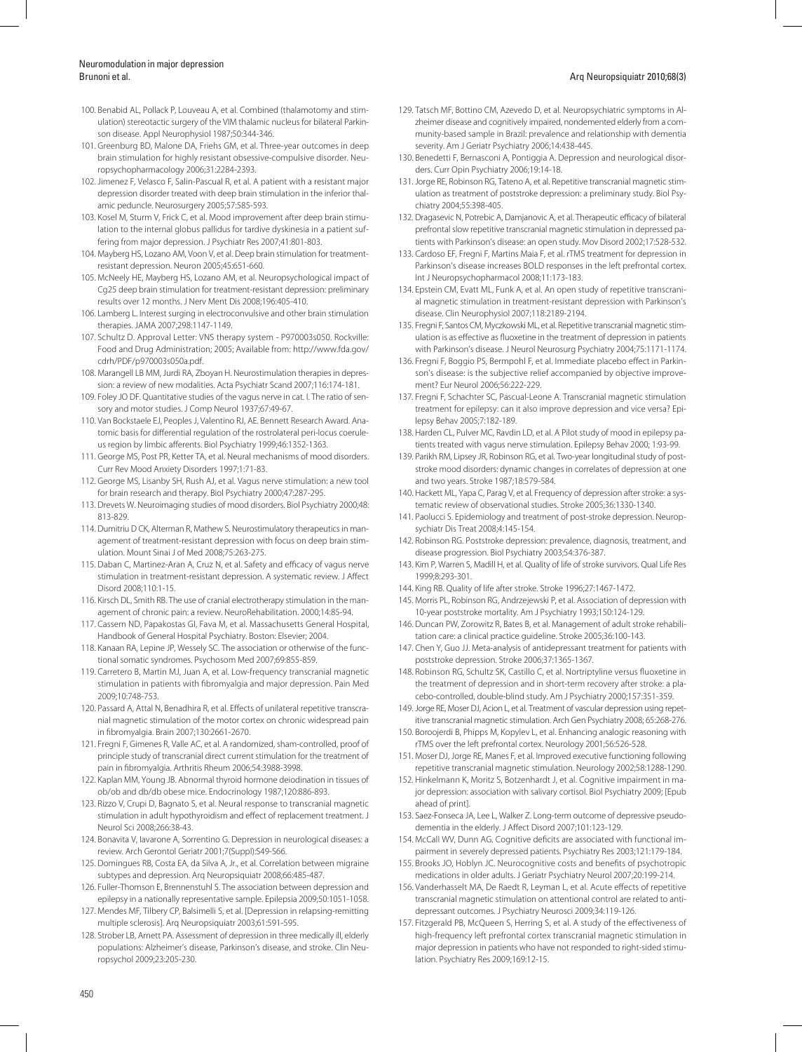100. Benabid AL, Pollack P, Louveau A, et al. Combined (thalamotomy and stimulation) stereotactic surgery of the VIM thalamic nucleus for bilateral Parkinson disease. Appl Neurophysiol 1987;50:344-346.
101. Greenburg BD, Malone DA, Friehs GM, et al. Three-year outcomes in deep brain stimulation for highly resistant obsessive-compulsive disorder. Neuropsychopharmacology 2006;31:2284-2393.
102. Jimenez F, Velasco F, Salin-Pascual R, et al. A patient with a resistant major depression disorder treated with deep brain stimulation in the inferior thalamic peduncle. Neurosurgery 2005;57:585-593.
103. Kosel M, Sturm V, Frick C, et al. Mood improvement after deep brain stimulation to the internal globus pallidus for tardive dyskinesia in a patient suffering from major depression. J Psychiatr Res 2007;41:801-803.
104. Mayberg HS, Lozano AM, Voon V, et al. Deep brain stimulation for treatment-resistant depression. Neuron 2005;45:651-660.
105. McNeely HE, Mayberg HS, Lozano AM, et al. Neuropsychological impact of Cg25 deep brain stimulation for treatment-resistant depression: preliminary results over 12 months. J Nerv Ment Dis 2008;196:405-410.
106. Lamberg L. Interest surging in electroconvulsive and other brain stimulation therapies. JAMA 2007;298:1147-1149.
107. Schultz D. Approval Letter: VNS therapy system - P970003s050. Rockville: Food and Drug Administration; 2005; Available from: http://www.fda.gov/cdrh/PDF/p970003s050a.pdf.
108. Marangell LB MM, Jurdi RA, Zboyan H. Neurostimulation therapies in depression: a review of new modalities. Acta Psychiatr Scand 2007;116:174-181.
109. Foley JO DF. Quantitative studies of the vagus nerve in cat. I. The ratio of sensory and motor studies. J Comp Neurol 1937;67:49-67.
110. Van Bockstaele EJ, Peoples J, Valentino RJ, AE. Bennett Research Award. Anatomic basis for differential regulation of the rostrolateral peri-locus coeruleus region by limbic afferents. Biol Psychiatry 1999;46:1352-1363.
111. George MS, Post PR, Ketter TA, et al. Neural mechanisms of mood disorders. Curr Rev Mood Anxiety Disorders 1997;1:71-83.
112. George MS, Lisanby SH, Rush AJ, et al. Vagus nerve stimulation: a new tool for brain research and therapy. Biol Psychiatry 2000;47:287-295.
113. Drevets W. Neuroimaging studies of mood disorders. Biol Psychiatry 2000;48: 813-829.
114. Dumitriu D CK, Alterman R, Mathew S. Neurostimulatory therapeutics in management of treatment-resistant depression with focus on deep brain stimulation. Mount Sinai J of Med 2008;75:263-275.
115. Daban C, Martinez-Aran A, Cruz N, et al. Safety and efficacy of vagus nerve stimulation in treatment-resistant depression. A systematic review. J Affect Disord 2008;110:1-15.
116. Kirsch DL, Smith RB. The use of cranial electrotherapy stimulation in the management of chronic pain: a review. NeuroRehabilitation. 2000;14:85-94.
117. Cassem ND, Papakostas GI, Fava M, et al. Massachusetts General Hospital, Handbook of General Hospital Psychiatry. Boston: Elsevier; 2004.
118. Kanaan RA, Lepine JP, Wessely SC. The association or otherwise of the functional somatic syndromes. Psychosom Med 2007;69:855-859.
119. Carretero B, Martin MJ, Juan A, et al. Low-frequency transcranial magnetic stimulation in patients with fibromyalgia and major depression. Pain Med 2009;10:748-753.
120. Passard A, Attal N, Benadhira R, et al. Effects of unilateral repetitive transcranial magnetic stimulation of the motor cortex on chronic widespread pain in fibromyalgia. Brain 2007;130:2661-2670.
121. Fregni F, Gimenes R, Valle AC, et al. A randomized, sham-controlled, proof of principle study of transcranial direct current stimulation for the treatment of pain in fibromyalgia. Arthritis Rheum 2006;54:3988-3998.
122. Kaplan MM, Young JB. Abnormal thyroid hormone deiodination in tissues of ob/ob and db/db obese mice. Endocrinology 1987;120:886-893.
123. Rizzo V, Crupi D, Bagnato S, et al. Neural response to transcranial magnetic stimulation in adult hypothyroidism and effect of replacement treatment. J Neurol Sci 2008;266:38-43.
124. Bonavita V, Iavarone A, Sorrentino G. Depression in neurological diseases: a review. Arch Gerontol Geriatr 2001;7(Suppl):S49-S66.
125. Domingues RB, Costa EA, da Silva A, Jr., et al. Correlation between migraine subtypes and depression. Arq Neuropsiquiatr 2008;66:485-487.
126. Fuller-Thomson E, Brennenstuhl S. The association between depression and epilepsy in a nationally representative sample. Epilepsia 2009;50:1051-1058.
127. Mendes MF, Tilbery CP, Balsimelli S, et al. [Depression in relapsing-remitting multiple sclerosis]. Arq Neuropsiquiatr 2003;61:591-595.
128. Strober LB, Arnett PA. Assessment of depression in three medically ill, elderly populations: Alzheimer's disease, Parkinson's disease, and stroke. Clin Neuropsychol 2009;23:205-230.
129. Tatsch MF, Bottino CM, Azevedo D, et al. Neuropsychiatric symptoms in Alzheimer disease and cognitively impaired, nondemented elderly from a community-based sample in Brazil: prevalence and relationship with dementia severity. Am J Geriatr Psychiatry 2006;14:438-445.
130. Benedetti F, Bernasconi A, Pontiggia A. Depression and neurological disorders. Curr Opin Psychiatry 2006;19:14-18.
131. Jorge RE, Robinson RG, Tateno A, et al. Repetitive transcranial magnetic stimulation as treatment of poststroke depression: a preliminary study. Biol Psychiatry 2004;55:398-405.
132. Dragasevic N, Potrebic A, Damjanovic A, et al. Therapeutic efficacy of bilateral prefrontal slow repetitive transcranial magnetic stimulation in depressed patients with Parkinson's disease: an open study. Mov Disord 2002;17:528-532.
133. Cardoso EF, Fregni F, Martins Maia F, et al. rTMS treatment for depression in Parkinson's disease increases BOLD responses in the left prefrontal cortex. Int J Neuropsychopharmacol 2008;11:173-183.
134. Epstein CM, Evatt ML, Funk A, et al. An open study of repetitive transcranial magnetic stimulation in treatment-resistant depression with Parkinson's disease. Clin Neurophysiol 2007;118:2189-2194.
135. Fregni F, Santos CM, Myczkowski ML, et al. Repetitive transcranial magnetic stimulation is as effective as fluoxetine in the treatment of depression in patients with Parkinson's disease. J Neurol Neurosurg Psychiatry 2004;75:1171-1174.
136. Fregni F, Boggio PS, Bermpohl F, et al. Immediate placebo effect in Parkinson's disease: is the subjective relief accompanied by objective improvement? Eur Neurol 2006;56:222-229.
137. Fregni F, Schachter SC, Pascual-Leone A. Transcranial magnetic stimulation treatment for epilepsy: can it also improve depression and vice versa? Epilepsy Behav 2005;7:182-189.
138. Harden CL, Pulver MC, Ravdin LD, et al. A Pilot study of mood in epilepsy patients treated with vagus nerve stimulation. Epilepsy Behav 2000; 1:93-99.
139. Parikh RM, Lipsey JR, Robinson RG, et al. Two-year longitudinal study of poststroke mood disorders: dynamic changes in correlates of depression at one and two years. Stroke 1987;18:579-584.
140. Hackett ML, Yapa C, Parag V, et al. Frequency of depression after stroke: a systematic review of observational studies. Stroke 2005;36:1330-1340.
141. Paolucci S. Epidemiology and treatment of post-stroke depression. Neuropsychiatr Dis Treat 2008;4:145-154.
142. Robinson RG. Poststroke depression: prevalence, diagnosis, treatment, and disease progression. Biol Psychiatry 2003;54:376-387.
143. Kim P, Warren S, Madill H, et al. Quality of life of stroke survivors. Qual Life Res 1999;8:293-301.
144. King RB. Quality of life after stroke. Stroke 1996;27:1467-1472.
145. Morris PL, Robinson RG, Andrzejewski P, et al. Association of depression with 10-year poststroke mortality. Am J Psychiatry 1993;150:124-129.
146. Duncan PW, Zorowitz R, Bates B, et al. Management of adult stroke rehabilitation care: a clinical practice guideline. Stroke 2005;36:100-143.
147. Chen Y, Guo JJ. Meta-analysis of antidepressant treatment for patients with poststroke depression. Stroke 2006;37:1365-1367.
148. Robinson RG, Schultz SK, Castillo C, et al. Nortriptyline versus fluoxetine in the treatment of depression and in short-term recovery after stroke: a placebo-controlled, double-blind study. Am J Psychiatry 2000;157:351-359.
149. Jorge RE, Moser DJ, Acion L, et al. Treatment of vascular depression using repetitive transcranial magnetic stimulation. Arch Gen Psychiatry 2008; 65:268-276.
150. Boroojerdi B, Phipps M, Kopylev L, et al. Enhancing analogic reasoning with rTMS over the left prefrontal cortex. Neurology 2001;56:526-528.
151. Moser DJ, Jorge RE, Manes F, et al. Improved executive functioning following repetitive transcranial magnetic stimulation. Neurology 2002;58:1288-1290.
152. Hinkelmann K, Moritz S, Botzenhardt J, et al. Cognitive impairment in major depression: association with salivary cortisol. Biol Psychiatry 2009; [Epub ahead of print].
153. Saez-Fonseca JA, Lee L, Walker Z. Long-term outcome of depressive pseudodementia in the elderly. J Affect Disord 2007;101:123-129.
154. McCall WV, Dunn AG. Cognitive deficits are associated with functional impairment in severely depressed patients. Psychiatry Res 2003;121:179-184.
155. Brooks JO, Hoblyn JC. Neurocognitive costs and benefits of psychotropic medications in older adults. J Geriatr Psychiatry Neurol 2007;20:199-214.
156. Vanderhasselt MA, De Raedt R, Leyman L, et al. Acute effects of repetitive transcranial magnetic stimulation on attentional control are related to antidepressant outcomes. J Psychiatry Neurosci 2009;34:119-126.
157. Fitzgerald PB, McQueen S, Herring S, et al. A study of the effectiveness of high-frequency left prefrontal cortex transcranial magnetic stimulation in major depression in patients who have not responded to right-sided stimulation. Psychiatry Res 2009;169:12-15.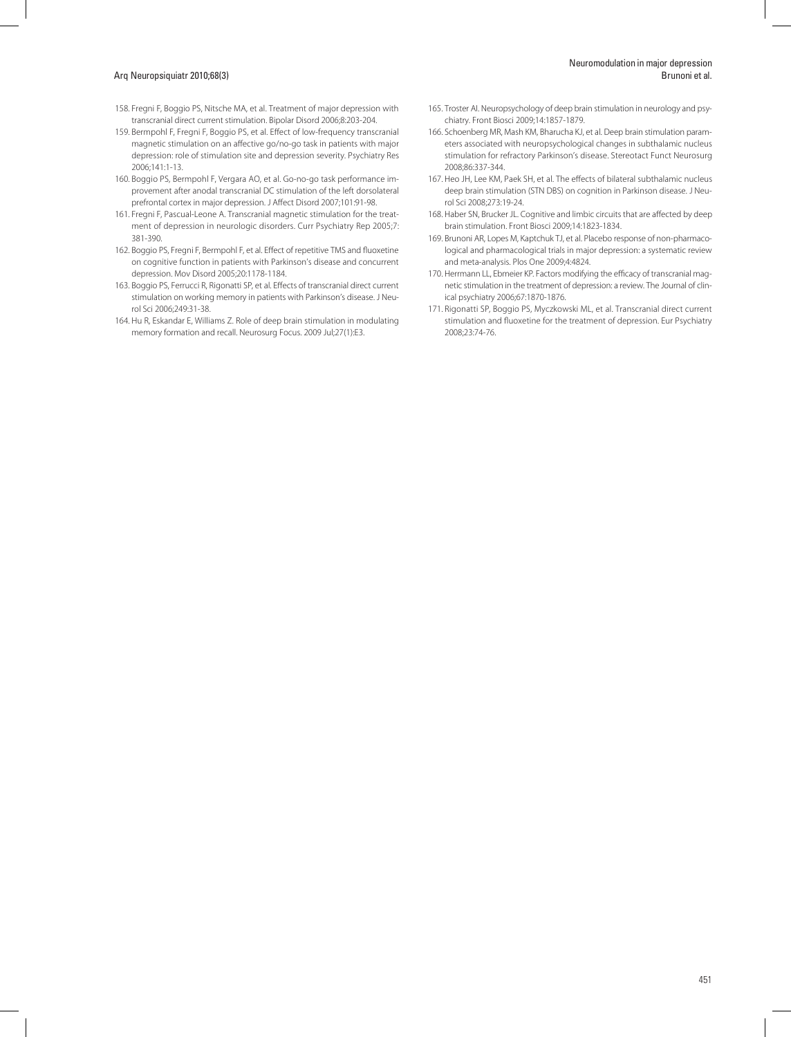158. Fregni F, Boggio PS, Nitsche MA, et al. Treatment of major depression with transcranial direct current stimulation. Bipolar Disord 2006;8:203-204.
159. Bermpohl F, Fregni F, Boggio PS, et al. Effect of low-frequency transcranial magnetic stimulation on an affective go/no-go task in patients with major depression: role of stimulation site and depression severity. Psychiatry Res 2006;141:1-13.
160. Boggio PS, Bermpohl F, Vergara AO, et al. Go-no-go task performance improvement after anodal transcranial DC stimulation of the left dorsolateral prefrontal cortex in major depression. J Affect Disord 2007;101:91-98.
161. Fregni F, Pascual-Leone A. Transcranial magnetic stimulation for the treatment of depression in neurologic disorders. Curr Psychiatry Rep 2005;7: 381-390.
162. Boggio PS, Fregni F, Bermpohl F, et al. Effect of repetitive TMS and fluoxetine on cognitive function in patients with Parkinson's disease and concurrent depression. Mov Disord 2005;20:1178-1184.
163. Boggio PS, Ferrucci R, Rigonatti SP, et al. Effects of transcranial direct current stimulation on working memory in patients with Parkinson's disease. J Neurol Sci 2006;249:31-38.
164. Hu R, Eskandar E, Williams Z. Role of deep brain stimulation in modulating memory formation and recall. Neurosurg Focus. 2009 Jul;27(1):E3.
165. Troster AI. Neuropsychology of deep brain stimulation in neurology and psychiatry. Front Biosci 2009;14:1857-1879.
166. Schoenberg MR, Mash KM, Bharucha KJ, et al. Deep brain stimulation parameters associated with neuropsychological changes in subthalamic nucleus stimulation for refractory Parkinson's disease. Stereotact Funct Neurosurg 2008;86:337-344.
167. Heo JH, Lee KM, Paek SH, et al. The effects of bilateral subthalamic nucleus deep brain stimulation (STN DBS) on cognition in Parkinson disease. J Neurol Sci 2008;273:19-24.
168. Haber SN, Brucker JL. Cognitive and limbic circuits that are affected by deep brain stimulation. Front Biosci 2009;14:1823-1834.
169. Brunoni AR, Lopes M, Kaptchuk TJ, et al. Placebo response of non-pharmacological and pharmacological trials in major depression: a systematic review and meta-analysis. Plos One 2009;4:4824.
170. Herrmann LL, Ebmeier KP. Factors modifying the efficacy of transcranial magnetic stimulation in the treatment of depression: a review. The Journal of clinical psychiatry 2006;67:1870-1876.
171. Rigonatti SP, Boggio PS, Myczkowski ML, et al. Transcranial direct current stimulation and fluoxetine for the treatment of depression. Eur Psychiatry 2008;23:74-76.